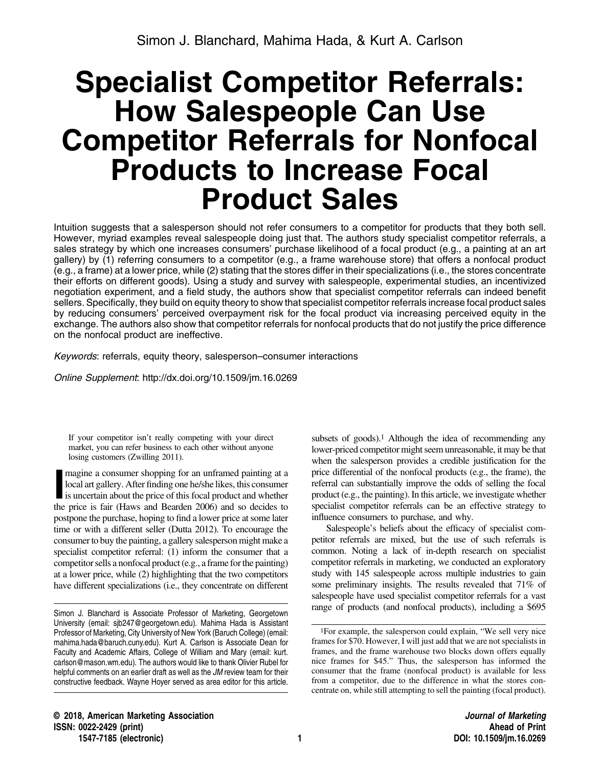Simon J. Blanchard, Mahima Hada, & Kurt A. Carlson

# Specialist Competitor Referrals: How Salespeople Can Use Competitor Referrals for Nonfocal Products to Increase Focal Product Sales

Intuition suggests that a salesperson should not refer consumers to a competitor for products that they both sell. However, myriad examples reveal salespeople doing just that. The authors study specialist competitor referrals, a sales strategy by which one increases consumers' purchase likelihood of a focal product (e.g., a painting at an art gallery) by (1) referring consumers to a competitor (e.g., a frame warehouse store) that offers a nonfocal product (e.g., a frame) at a lower price, while (2) stating that the stores differ in their specializations (i.e., the stores concentrate their efforts on different goods). Using a study and survey with salespeople, experimental studies, an incentivized negotiation experiment, and a field study, the authors show that specialist competitor referrals can indeed benefit sellers. Specifically, they build on equity theory to show that specialist competitor referrals increase focal product sales by reducing consumers' perceived overpayment risk for the focal product via increasing perceived equity in the exchange. The authors also show that competitor referrals for nonfocal products that do not justify the price difference on the nonfocal product are ineffective.

*Keywords*: referrals, equity theory, salesperson–consumer interactions

*Online Supplement*: http://dx.doi.org/10.1509/jm.16.0269

> If your competitor isn't really competing with your direct market, you can refer business to each other without anyone losing customers (Zwilling 2011).

Imagine a consumer shopping for an unframed painting at a local art gallery. After finding one he/she likes, this consumer is uncertain about the price of this focal product and whether the price is fair (Haws and Bearden 2006) and so decides to postpone the purchase, hoping to find a lower price at some later time or with a different seller (Dutta 2012). To encourage the consumer to buy the painting, a gallery salesperson might make a specialist competitor referral: (1) inform the consumer that a competitor sells a nonfocal product (e.g., a frame for the painting) at a lower price, while (2) highlighting that the two competitors have different specializations (i.e., they concentrate on different subsets of goods).[1] Although the idea of recommending any lower-priced competitor might seem unreasonable, it may be that when the salesperson provides a credible justification for the price differential of the nonfocal products (e.g., the frame), the referral can substantially improve the odds of selling the focal product (e.g., the painting). In this article, we investigate whether specialist competitor referrals can be an effective strategy to influence consumers to purchase, and why.

Salespeople's beliefs about the efficacy of specialist competitor referrals are mixed, but the use of such referrals is common. Noting a lack of in-depth research on specialist competitor referrals in marketing, we conducted an exploratory study with 145 salespeople across multiple industries to gain some preliminary insights. The results revealed that 71% of salespeople have used specialist competitor referrals for a vast range of products (and nonfocal products), including a $695

---

Simon J. Blanchard is Associate Professor of Marketing, Georgetown University (email: sjb247@georgetown.edu). Mahima Hada is Assistant Professor of Marketing, City University of New York (Baruch College) (email: mahima.hada@baruch.cuny.edu). Kurt A. Carlson is Associate Dean for Faculty and Academic Affairs, College of William and Mary (email: kurt.carlson@mason.wm.edu). The authors would like to thank Olivier Rubel for helpful comments on an earlier draft as well as the *JM* review team for their constructive feedback. Wayne Hoyer served as area editor for this article.

[1]For example, the salesperson could explain, "We sell very nice frames for $70. However, I will just add that we are not specialists in frames, and the frame warehouse two blocks down offers equally nice frames for $45." Thus, the salesperson has informed the consumer that the frame (nonfocal product) is available for less from a competitor, due to the difference in what the stores concentrate on, while still attempting to sell the painting (focal product).

© 2018, American Marketing Association
ISSN: 0022-2429 (print)
1547-7185 (electronic)

*Journal of Marketing*
Ahead of Print
DOI: 10.1509/jm.16.0269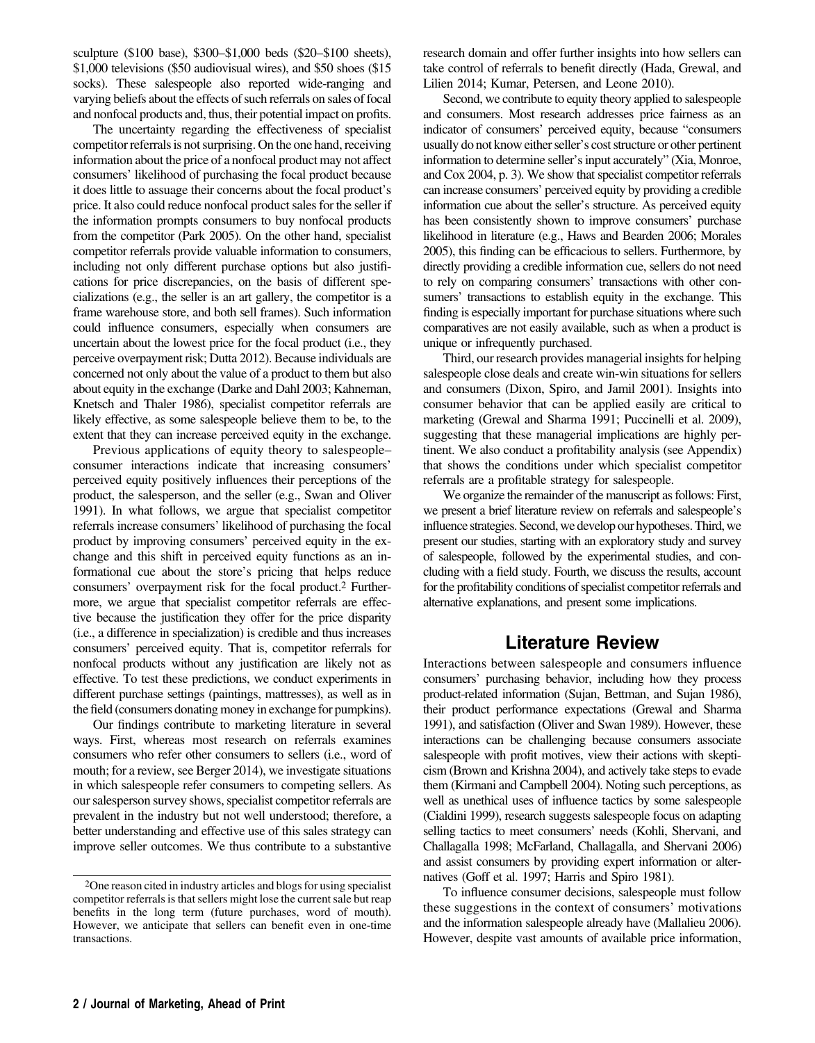sculpture ($100 base), $300–$1,000 beds ($20–$100 sheets), $1,000 televisions ($50 audiovisual wires), and $50 shoes ($15 socks). These salespeople also reported wide-ranging and varying beliefs about the effects of such referrals on sales of focal and nonfocal products and, thus, their potential impact on profits.

The uncertainty regarding the effectiveness of specialist competitor referrals is not surprising. On the one hand, receiving information about the price of a nonfocal product may not affect consumers' likelihood of purchasing the focal product because it does little to assuage their concerns about the focal product's price. It also could reduce nonfocal product sales for the seller if the information prompts consumers to buy nonfocal products from the competitor (Park 2005). On the other hand, specialist competitor referrals provide valuable information to consumers, including not only different purchase options but also justifications for price discrepancies, on the basis of different specializations (e.g., the seller is an art gallery, the competitor is a frame warehouse store, and both sell frames). Such information could influence consumers, especially when consumers are uncertain about the lowest price for the focal product (i.e., they perceive overpayment risk; Dutta 2012). Because individuals are concerned not only about the value of a product to them but also about equity in the exchange (Darke and Dahl 2003; Kahneman, Knetsch and Thaler 1986), specialist competitor referrals are likely effective, as some salespeople believe them to be, to the extent that they can increase perceived equity in the exchange.

Previous applications of equity theory to salespeople–consumer interactions indicate that increasing consumers' perceived equity positively influences their perceptions of the product, the salesperson, and the seller (e.g., Swan and Oliver 1991). In what follows, we argue that specialist competitor referrals increase consumers' likelihood of purchasing the focal product by improving consumers' perceived equity in the exchange and this shift in perceived equity functions as an informational cue about the store's pricing that helps reduce consumers' overpayment risk for the focal product.[2] Furthermore, we argue that specialist competitor referrals are effective because the justification they offer for the price disparity (i.e., a difference in specialization) is credible and thus increases consumers' perceived equity. That is, competitor referrals for nonfocal products without any justification are likely not as effective. To test these predictions, we conduct experiments in different purchase settings (paintings, mattresses), as well as in the field (consumers donating money in exchange for pumpkins).

Our findings contribute to marketing literature in several ways. First, whereas most research on referrals examines consumers who refer other consumers to sellers (i.e., word of mouth; for a review, see Berger 2014), we investigate situations in which salespeople refer consumers to competing sellers. As our salesperson survey shows, specialist competitor referrals are prevalent in the industry but not well understood; therefore, a better understanding and effective use of this sales strategy can improve seller outcomes. We thus contribute to a substantive research domain and offer further insights into how sellers can take control of referrals to benefit directly (Hada, Grewal, and Lilien 2014; Kumar, Petersen, and Leone 2010).

Second, we contribute to equity theory applied to salespeople and consumers. Most research addresses price fairness as an indicator of consumers' perceived equity, because "consumers usually do not know either seller's cost structure or other pertinent information to determine seller's input accurately" (Xia, Monroe, and Cox 2004, p. 3). We show that specialist competitor referrals can increase consumers' perceived equity by providing a credible information cue about the seller's structure. As perceived equity has been consistently shown to improve consumers' purchase likelihood in literature (e.g., Haws and Bearden 2006; Morales 2005), this finding can be efficacious to sellers. Furthermore, by directly providing a credible information cue, sellers do not need to rely on comparing consumers' transactions with other consumers' transactions to establish equity in the exchange. This finding is especially important for purchase situations where such comparatives are not easily available, such as when a product is unique or infrequently purchased.

Third, our research provides managerial insights for helping salespeople close deals and create win-win situations for sellers and consumers (Dixon, Spiro, and Jamil 2001). Insights into consumer behavior that can be applied easily are critical to marketing (Grewal and Sharma 1991; Puccinelli et al. 2009), suggesting that these managerial implications are highly pertinent. We also conduct a profitability analysis (see Appendix) that shows the conditions under which specialist competitor referrals are a profitable strategy for salespeople.

We organize the remainder of the manuscript as follows: First, we present a brief literature review on referrals and salespeople's influence strategies. Second, we develop our hypotheses. Third, we present our studies, starting with an exploratory study and survey of salespeople, followed by the experimental studies, and concluding with a field study. Fourth, we discuss the results, account for the profitability conditions of specialist competitor referrals and alternative explanations, and present some implications.

## Literature Review

Interactions between salespeople and consumers influence consumers' purchasing behavior, including how they process product-related information (Sujan, Bettman, and Sujan 1986), their product performance expectations (Grewal and Sharma 1991), and satisfaction (Oliver and Swan 1989). However, these interactions can be challenging because consumers associate salespeople with profit motives, view their actions with skepticism (Brown and Krishna 2004), and actively take steps to evade them (Kirmani and Campbell 2004). Noting such perceptions, as well as unethical uses of influence tactics by some salespeople (Cialdini 1999), research suggests salespeople focus on adapting selling tactics to meet consumers' needs (Kohli, Shervani, and Challagalla 1998; McFarland, Challagalla, and Shervani 2006) and assist consumers by providing expert information or alternatives (Goff et al. 1997; Harris and Spiro 1981).

To influence consumer decisions, salespeople must follow these suggestions in the context of consumers' motivations and the information salespeople already have (Mallalieu 2006). However, despite vast amounts of available price information,

[2] One reason cited in industry articles and blogs for using specialist competitor referrals is that sellers might lose the current sale but reap benefits in the long term (future purchases, word of mouth). However, we anticipate that sellers can benefit even in one-time transactions.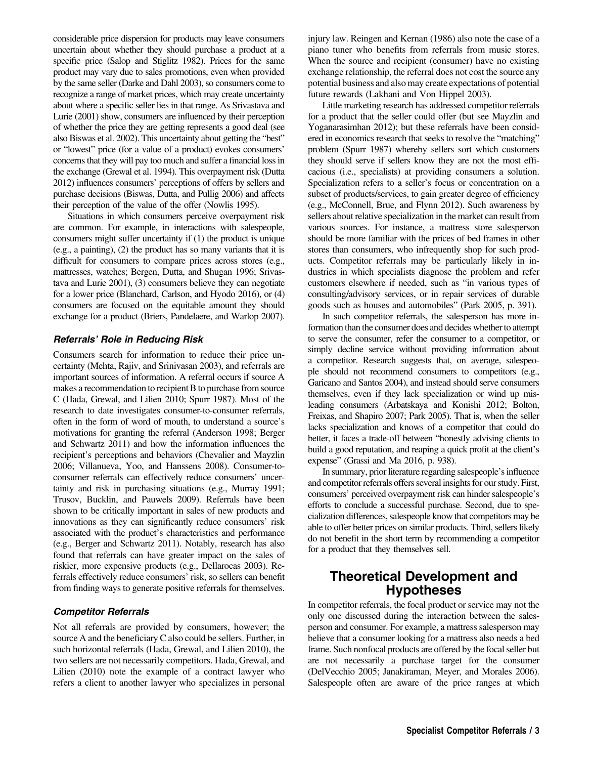considerable price dispersion for products may leave consumers uncertain about whether they should purchase a product at a specific price (Salop and Stiglitz 1982). Prices for the same product may vary due to sales promotions, even when provided by the same seller (Darke and Dahl 2003), so consumers come to recognize a range of market prices, which may create uncertainty about where a specific seller lies in that range. As Srivastava and Lurie (2001) show, consumers are influenced by their perception of whether the price they are getting represents a good deal (see also Biswas et al. 2002). This uncertainty about getting the "best" or "lowest" price (for a value of a product) evokes consumers' concerns that they will pay too much and suffer a financial loss in the exchange (Grewal et al. 1994). This overpayment risk (Dutta 2012) influences consumers' perceptions of offers by sellers and purchase decisions (Biswas, Dutta, and Pullig 2006) and affects their perception of the value of the offer (Nowlis 1995).

Situations in which consumers perceive overpayment risk are common. For example, in interactions with salespeople, consumers might suffer uncertainty if (1) the product is unique (e.g., a painting), (2) the product has so many variants that it is difficult for consumers to compare prices across stores (e.g., mattresses, watches; Bergen, Dutta, and Shugan 1996; Srivastava and Lurie 2001), (3) consumers believe they can negotiate for a lower price (Blanchard, Carlson, and Hyodo 2016), or (4) consumers are focused on the equitable amount they should exchange for a product (Briers, Pandelaere, and Warlop 2007).

### *Referrals' Role in Reducing Risk*

Consumers search for information to reduce their price uncertainty (Mehta, Rajiv, and Srinivasan 2003), and referrals are important sources of information. A referral occurs if source A makes a recommendation to recipient B to purchase from source C (Hada, Grewal, and Lilien 2010; Spurr 1987). Most of the research to date investigates consumer-to-consumer referrals, often in the form of word of mouth, to understand a source's motivations for granting the referral (Anderson 1998; Berger and Schwartz 2011) and how the information influences the recipient's perceptions and behaviors (Chevalier and Mayzlin 2006; Villanueva, Yoo, and Hanssens 2008). Consumer-to-consumer referrals can effectively reduce consumers' uncertainty and risk in purchasing situations (e.g., Murray 1991; Trusov, Bucklin, and Pauwels 2009). Referrals have been shown to be critically important in sales of new products and innovations as they can significantly reduce consumers' risk associated with the product's characteristics and performance (e.g., Berger and Schwartz 2011). Notably, research has also found that referrals can have greater impact on the sales of riskier, more expensive products (e.g., Dellarocas 2003). Referrals effectively reduce consumers' risk, so sellers can benefit from finding ways to generate positive referrals for themselves.

### *Competitor Referrals*

Not all referrals are provided by consumers, however; the source A and the beneficiary C also could be sellers. Further, in such horizontal referrals (Hada, Grewal, and Lilien 2010), the two sellers are not necessarily competitors. Hada, Grewal, and Lilien (2010) note the example of a contract lawyer who refers a client to another lawyer who specializes in personal injury law. Reingen and Kernan (1986) also note the case of a piano tuner who benefits from referrals from music stores. When the source and recipient (consumer) have no existing exchange relationship, the referral does not cost the source any potential business and also may create expectations of potential future rewards (Lakhani and Von Hippel 2003).

Little marketing research has addressed competitor referrals for a product that the seller could offer (but see Mayzlin and Yoganarasimhan 2012); but these referrals have been considered in economics research that seeks to resolve the "matching" problem (Spurr 1987) whereby sellers sort which customers they should serve if sellers know they are not the most efficacious (i.e., specialists) at providing consumers a solution. Specialization refers to a seller's focus or concentration on a subset of products/services, to gain greater degree of efficiency (e.g., McConnell, Brue, and Flynn 2012). Such awareness by sellers about relative specialization in the market can result from various sources. For instance, a mattress store salesperson should be more familiar with the prices of bed frames in other stores than consumers, who infrequently shop for such products. Competitor referrals may be particularly likely in industries in which specialists diagnose the problem and refer customers elsewhere if needed, such as "in various types of consulting/advisory services, or in repair services of durable goods such as houses and automobiles" (Park 2005, p. 391).

In such competitor referrals, the salesperson has more information than the consumer does and decides whether to attempt to serve the consumer, refer the consumer to a competitor, or simply decline service without providing information about a competitor. Research suggests that, on average, salespeople should not recommend consumers to competitors (e.g., Garicano and Santos 2004), and instead should serve consumers themselves, even if they lack specialization or wind up misleading consumers (Arbatskaya and Konishi 2012; Bolton, Freixas, and Shapiro 2007; Park 2005). That is, when the seller lacks specialization and knows of a competitor that could do better, it faces a trade-off between "honestly advising clients to build a good reputation, and reaping a quick profit at the client's expense" (Grassi and Ma 2016, p. 938).

In summary, prior literature regarding salespeople's influence and competitor referrals offers several insights for our study. First, consumers' perceived overpayment risk can hinder salespeople's efforts to conclude a successful purchase. Second, due to specialization differences, salespeople know that competitors may be able to offer better prices on similar products. Third, sellers likely do not benefit in the short term by recommending a competitor for a product that they themselves sell.

## Theoretical Development and Hypotheses

In competitor referrals, the focal product or service may not the only one discussed during the interaction between the salesperson and consumer. For example, a mattress salesperson may believe that a consumer looking for a mattress also needs a bed frame. Such nonfocal products are offered by the focal seller but are not necessarily a purchase target for the consumer (DelVecchio 2005; Janakiraman, Meyer, and Morales 2006). Salespeople often are aware of the price ranges at which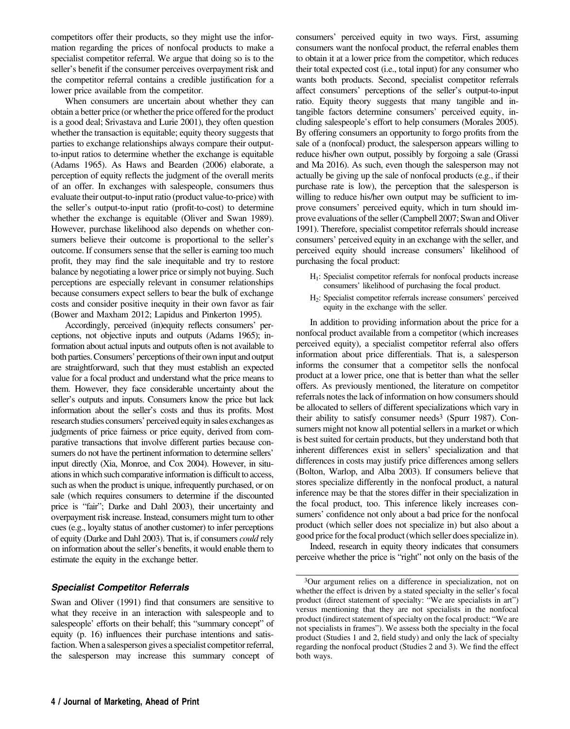competitors offer their products, so they might use the information regarding the prices of nonfocal products to make a specialist competitor referral. We argue that doing so is to the seller's benefit if the consumer perceives overpayment risk and the competitor referral contains a credible justification for a lower price available from the competitor.

When consumers are uncertain about whether they can obtain a better price (or whether the price offered for the product is a good deal; Srivastava and Lurie 2001), they often question whether the transaction is equitable; equity theory suggests that parties to exchange relationships always compare their output-to-input ratios to determine whether the exchange is equitable (Adams 1965). As Haws and Bearden (2006) elaborate, a perception of equity reflects the judgment of the overall merits of an offer. In exchanges with salespeople, consumers thus evaluate their output-to-input ratio (product value-to-price) with the seller's output-to-input ratio (profit-to-cost) to determine whether the exchange is equitable (Oliver and Swan 1989). However, purchase likelihood also depends on whether consumers believe their outcome is proportional to the seller's outcome. If consumers sense that the seller is earning too much profit, they may find the sale inequitable and try to restore balance by negotiating a lower price or simply not buying. Such perceptions are especially relevant in consumer relationships because consumers expect sellers to bear the bulk of exchange costs and consider positive inequity in their own favor as fair (Bower and Maxham 2012; Lapidus and Pinkerton 1995).

Accordingly, perceived (in)equity reflects consumers' perceptions, not objective inputs and outputs (Adams 1965); information about actual inputs and outputs often is not available to both parties. Consumers' perceptions of their own input and output are straightforward, such that they must establish an expected value for a focal product and understand what the price means to them. However, they face considerable uncertainty about the seller's outputs and inputs. Consumers know the price but lack information about the seller's costs and thus its profits. Most research studies consumers' perceived equity in sales exchanges as judgments of price fairness or price equity, derived from comparative transactions that involve different parties because consumers do not have the pertinent information to determine sellers' input directly (Xia, Monroe, and Cox 2004). However, in situations in which such comparative information is difficult to access, such as when the product is unique, infrequently purchased, or on sale (which requires consumers to determine if the discounted price is "fair"; Darke and Dahl 2003), their uncertainty and overpayment risk increase. Instead, consumers might turn to other cues (e.g., loyalty status of another customer) to infer perceptions of equity (Darke and Dahl 2003). That is, if consumers *could* rely on information about the seller's benefits, it would enable them to estimate the equity in the exchange better.

### *Specialist Competitor Referrals*

Swan and Oliver (1991) find that consumers are sensitive to what they receive in an interaction with salespeople and to salespeople' efforts on their behalf; this "summary concept" of equity (p. 16) influences their purchase intentions and satisfaction. When a salesperson gives a specialist competitor referral, the salesperson may increase this summary concept of consumers' perceived equity in two ways. First, assuming consumers want the nonfocal product, the referral enables them to obtain it at a lower price from the competitor, which reduces their total expected cost (i.e., total input) for any consumer who wants both products. Second, specialist competitor referrals affect consumers' perceptions of the seller's output-to-input ratio. Equity theory suggests that many tangible and intangible factors determine consumers' perceived equity, including salespeople's effort to help consumers (Morales 2005). By offering consumers an opportunity to forgo profits from the sale of a (nonfocal) product, the salesperson appears willing to reduce his/her own output, possibly by forgoing a sale (Grassi and Ma 2016). As such, even though the salesperson may not actually be giving up the sale of nonfocal products (e.g., if their purchase rate is low), the perception that the salesperson is willing to reduce his/her own output may be sufficient to improve consumers' perceived equity, which in turn should improve evaluations of the seller (Campbell 2007; Swan and Oliver 1991). Therefore, specialist competitor referrals should increase consumers' perceived equity in an exchange with the seller, and perceived equity should increase consumers' likelihood of purchasing the focal product:

- $H_1$: Specialist competitor referrals for nonfocal products increase consumers' likelihood of purchasing the focal product.
- $H_2$: Specialist competitor referrals increase consumers' perceived equity in the exchange with the seller.

In addition to providing information about the price for a nonfocal product available from a competitor (which increases perceived equity), a specialist competitor referral also offers information about price differentials. That is, a salesperson informs the consumer that a competitor sells the nonfocal product at a lower price, one that is better than what the seller offers. As previously mentioned, the literature on competitor referrals notes the lack of information on how consumers should be allocated to sellers of different specializations which vary in their ability to satisfy consumer needs[3] (Spurr 1987). Consumers might not know all potential sellers in a market or which is best suited for certain products, but they understand both that inherent differences exist in sellers' specialization and that differences in costs may justify price differences among sellers (Bolton, Warlop, and Alba 2003). If consumers believe that stores specialize differently in the nonfocal product, a natural inference may be that the stores differ in their specialization in the focal product, too. This inference likely increases consumers' confidence not only about a bad price for the nonfocal product (which seller does not specialize in) but also about a good price for the focal product (which seller does specialize in).

Indeed, research in equity theory indicates that consumers perceive whether the price is "right" not only on the basis of the

[3]Our argument relies on a difference in specialization, not on whether the effect is driven by a stated specialty in the seller's focal product (direct statement of specialty: "We are specialists in art") versus mentioning that they are not specialists in the nonfocal product (indirect statement of specialty on the focal product: "We are not specialists in frames"). We assess both the specialty in the focal product (Studies 1 and 2, field study) and only the lack of specialty regarding the nonfocal product (Studies 2 and 3). We find the effect both ways.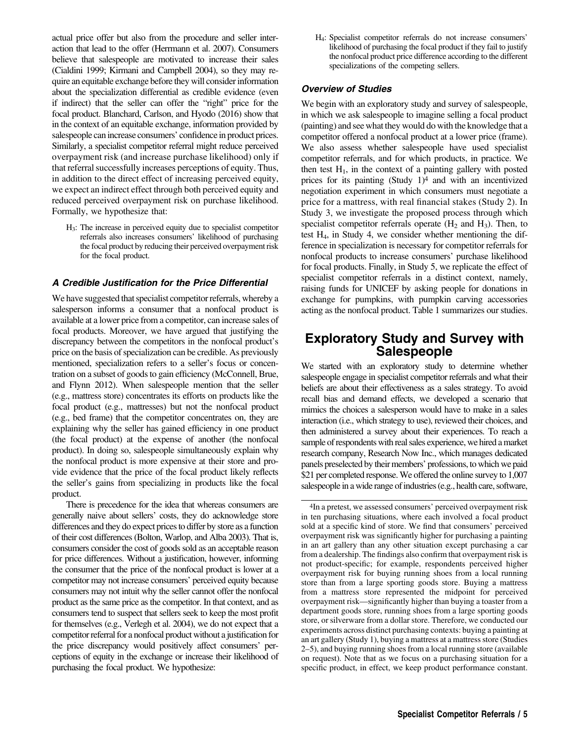actual price offer but also from the procedure and seller interaction that lead to the offer (Herrmann et al. 2007). Consumers believe that salespeople are motivated to increase their sales (Cialdini 1999; Kirmani and Campbell 2004), so they may require an equitable exchange before they will consider information about the specialization differential as credible evidence (even if indirect) that the seller can offer the "right" price for the focal product. Blanchard, Carlson, and Hyodo (2016) show that in the context of an equitable exchange, information provided by salespeople can increase consumers' confidence in product prices. Similarly, a specialist competitor referral might reduce perceived overpayment risk (and increase purchase likelihood) only if that referral successfully increases perceptions of equity. Thus, in addition to the direct effect of increasing perceived equity, we expect an indirect effect through both perceived equity and reduced perceived overpayment risk on purchase likelihood. Formally, we hypothesize that:

> $H_3$: The increase in perceived equity due to specialist competitor referrals also increases consumers' likelihood of purchasing the focal product by reducing their perceived overpayment risk for the focal product.

### A Credible Justification for the Price Differential

We have suggested that specialist competitor referrals, whereby a salesperson informs a consumer that a nonfocal product is available at a lower price from a competitor, can increase sales of focal products. Moreover, we have argued that justifying the discrepancy between the competitors in the nonfocal product's price on the basis of specialization can be credible. As previously mentioned, specialization refers to a seller's focus or concentration on a subset of goods to gain efficiency (McConnell, Brue, and Flynn 2012). When salespeople mention that the seller (e.g., mattress store) concentrates its efforts on products like the focal product (e.g., mattresses) but not the nonfocal product (e.g., bed frame) that the competitor concentrates on, they are explaining why the seller has gained efficiency in one product (the focal product) at the expense of another (the nonfocal product). In doing so, salespeople simultaneously explain why the nonfocal product is more expensive at their store and provide evidence that the price of the focal product likely reflects the seller's gains from specializing in products like the focal product.

There is precedence for the idea that whereas consumers are generally naive about sellers' costs, they do acknowledge store differences and they do expect prices to differ by store as a function of their cost differences (Bolton, Warlop, and Alba 2003). That is, consumers consider the cost of goods sold as an acceptable reason for price differences. Without a justification, however, informing the consumer that the price of the nonfocal product is lower at a competitor may not increase consumers' perceived equity because consumers may not intuit why the seller cannot offer the nonfocal product as the same price as the competitor. In that context, and as consumers tend to suspect that sellers seek to keep the most profit for themselves (e.g., Verlegh et al. 2004), we do not expect that a competitor referral for a nonfocal product without a justification for the price discrepancy would positively affect consumers' perceptions of equity in the exchange or increase their likelihood of purchasing the focal product. We hypothesize:

> $H_4$: Specialist competitor referrals do not increase consumers' likelihood of purchasing the focal product if they fail to justify the nonfocal product price difference according to the different specializations of the competing sellers.

### Overview of Studies

We begin with an exploratory study and survey of salespeople, in which we ask salespeople to imagine selling a focal product (painting) and see what they would do with the knowledge that a competitor offered a nonfocal product at a lower price (frame). We also assess whether salespeople have used specialist competitor referrals, and for which products, in practice. We then test $H_1$, in the context of a painting gallery with posted prices for its painting (Study 1)[4] and with an incentivized negotiation experiment in which consumers must negotiate a price for a mattress, with real financial stakes (Study 2). In Study 3, we investigate the proposed process through which specialist competitor referrals operate ($H_2$ and $H_3$). Then, to test $H_4$, in Study 4, we consider whether mentioning the difference in specialization is necessary for competitor referrals for nonfocal products to increase consumers' purchase likelihood for focal products. Finally, in Study 5, we replicate the effect of specialist competitor referrals in a distinct context, namely, raising funds for UNICEF by asking people for donations in exchange for pumpkins, with pumpkin carving accessories acting as the nonfocal product. Table 1 summarizes our studies.

## Exploratory Study and Survey with Salespeople

We started with an exploratory study to determine whether salespeople engage in specialist competitor referrals and what their beliefs are about their effectiveness as a sales strategy. To avoid recall bias and demand effects, we developed a scenario that mimics the choices a salesperson would have to make in a sales interaction (i.e., which strategy to use), reviewed their choices, and then administered a survey about their experiences. To reach a sample of respondents with real sales experience, we hired a market research company, Research Now Inc., which manages dedicated panels preselected by their members' professions, to which we paid \$21 per completed response. We offered the online survey to 1,007 salespeople in a wide range of industries (e.g., health care, software,

[4] In a pretest, we assessed consumers' perceived overpayment risk in ten purchasing situations, where each involved a focal product sold at a specific kind of store. We find that consumers' perceived overpayment risk was significantly higher for purchasing a painting in an art gallery than any other situation except purchasing a car from a dealership. The findings also confirm that overpayment risk is not product-specific; for example, respondents perceived higher overpayment risk for buying running shoes from a local running store than from a large sporting goods store. Buying a mattress from a mattress store represented the midpoint for perceived overpayment risk—significantly higher than buying a toaster from a department goods store, running shoes from a large sporting goods store, or silverware from a dollar store. Therefore, we conducted our experiments across distinct purchasing contexts: buying a painting at an art gallery (Study 1), buying a mattress at a mattress store (Studies 2–5), and buying running shoes from a local running store (available on request). Note that as we focus on a purchasing situation for a specific product, in effect, we keep product performance constant.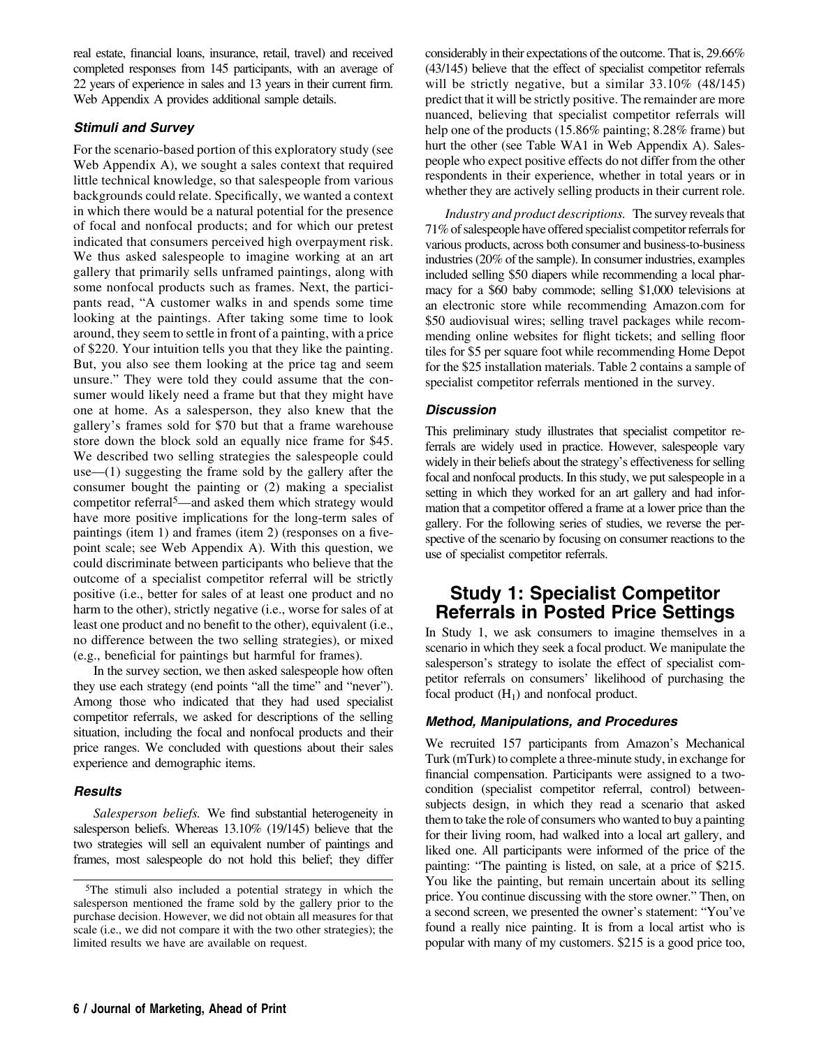real estate, financial loans, insurance, retail, travel) and received completed responses from 145 participants, with an average of 22 years of experience in sales and 13 years in their current firm. Web Appendix A provides additional sample details.

### Stimuli and Survey

For the scenario-based portion of this exploratory study (see Web Appendix A), we sought a sales context that required little technical knowledge, so that salespeople from various backgrounds could relate. Specifically, we wanted a context in which there would be a natural potential for the presence of focal and nonfocal products; and for which our pretest indicated that consumers perceived high overpayment risk. We thus asked salespeople to imagine working at an art gallery that primarily sells unframed paintings, along with some nonfocal products such as frames. Next, the participants read, "A customer walks in and spends some time looking at the paintings. After taking some time to look around, they seem to settle in front of a painting, with a price of $220. Your intuition tells you that they like the painting. But, you also see them looking at the price tag and seem unsure." They were told they could assume that the consumer would likely need a frame but that they might have one at home. As a salesperson, they also knew that the gallery's frames sold for $70 but that a frame warehouse store down the block sold an equally nice frame for $45. We described two selling strategies the salespeople could use—(1) suggesting the frame sold by the gallery after the consumer bought the painting or (2) making a specialist competitor referral[5]—and asked them which strategy would have more positive implications for the long-term sales of paintings (item 1) and frames (item 2) (responses on a five-point scale; see Web Appendix A). With this question, we could discriminate between participants who believe that the outcome of a specialist competitor referral will be strictly positive (i.e., better for sales of at least one product and no harm to the other), strictly negative (i.e., worse for sales of at least one product and no benefit to the other), equivalent (i.e., no difference between the two selling strategies), or mixed (e.g., beneficial for paintings but harmful for frames).

In the survey section, we then asked salespeople how often they use each strategy (end points "all the time" and "never"). Among those who indicated that they had used specialist competitor referrals, we asked for descriptions of the selling situation, including the focal and nonfocal products and their price ranges. We concluded with questions about their sales experience and demographic items.

### Results

*Salesperson beliefs.* We find substantial heterogeneity in salesperson beliefs. Whereas 13.10% (19/145) believe that the two strategies will sell an equivalent number of paintings and frames, most salespeople do not hold this belief; they differ considerably in their expectations of the outcome. That is, 29.66% (43/145) believe that the effect of specialist competitor referrals will be strictly negative, but a similar 33.10% (48/145) predict that it will be strictly positive. The remainder are more nuanced, believing that specialist competitor referrals will help one of the products (15.86% painting; 8.28% frame) but hurt the other (see Table WA1 in Web Appendix A). Salespeople who expect positive effects do not differ from the other respondents in their experience, whether in total years or in whether they are actively selling products in their current role.

*Industry and product descriptions.* The survey reveals that 71% of salespeople have offered specialist competitor referrals for various products, across both consumer and business-to-business industries (20% of the sample). In consumer industries, examples included selling $50 diapers while recommending a local pharmacy for a $60 baby commode; selling $1,000 televisions at an electronic store while recommending Amazon.com for $50 audiovisual wires; selling travel packages while recommending online websites for flight tickets; and selling floor tiles for $5 per square foot while recommending Home Depot for the $25 installation materials. Table 2 contains a sample of specialist competitor referrals mentioned in the survey.

### Discussion

This preliminary study illustrates that specialist competitor referrals are widely used in practice. However, salespeople vary widely in their beliefs about the strategy's effectiveness for selling focal and nonfocal products. In this study, we put salespeople in a setting in which they worked for an art gallery and had information that a competitor offered a frame at a lower price than the gallery. For the following series of studies, we reverse the perspective of the scenario by focusing on consumer reactions to the use of specialist competitor referrals.

## Study 1: Specialist Competitor Referrals in Posted Price Settings

In Study 1, we ask consumers to imagine themselves in a scenario in which they seek a focal product. We manipulate the salesperson's strategy to isolate the effect of specialist competitor referrals on consumers' likelihood of purchasing the focal product ($H_1$) and nonfocal product.

### Method, Manipulations, and Procedures

We recruited 157 participants from Amazon's Mechanical Turk (mTurk) to complete a three-minute study, in exchange for financial compensation. Participants were assigned to a two-condition (specialist competitor referral, control) between-subjects design, in which they read a scenario that asked them to take the role of consumers who wanted to buy a painting for their living room, had walked into a local art gallery, and liked one. All participants were informed of the price of the painting: "The painting is listed, on sale, at a price of $215. You like the painting, but remain uncertain about its selling price. You continue discussing with the store owner." Then, on a second screen, we presented the owner's statement: "You've found a really nice painting. It is from a local artist who is popular with many of my customers. $215 is a good price too,

[5]The stimuli also included a potential strategy in which the salesperson mentioned the frame sold by the gallery prior to the purchase decision. However, we did not obtain all measures for that scale (i.e., we did not compare it with the two other strategies); the limited results we have are available on request.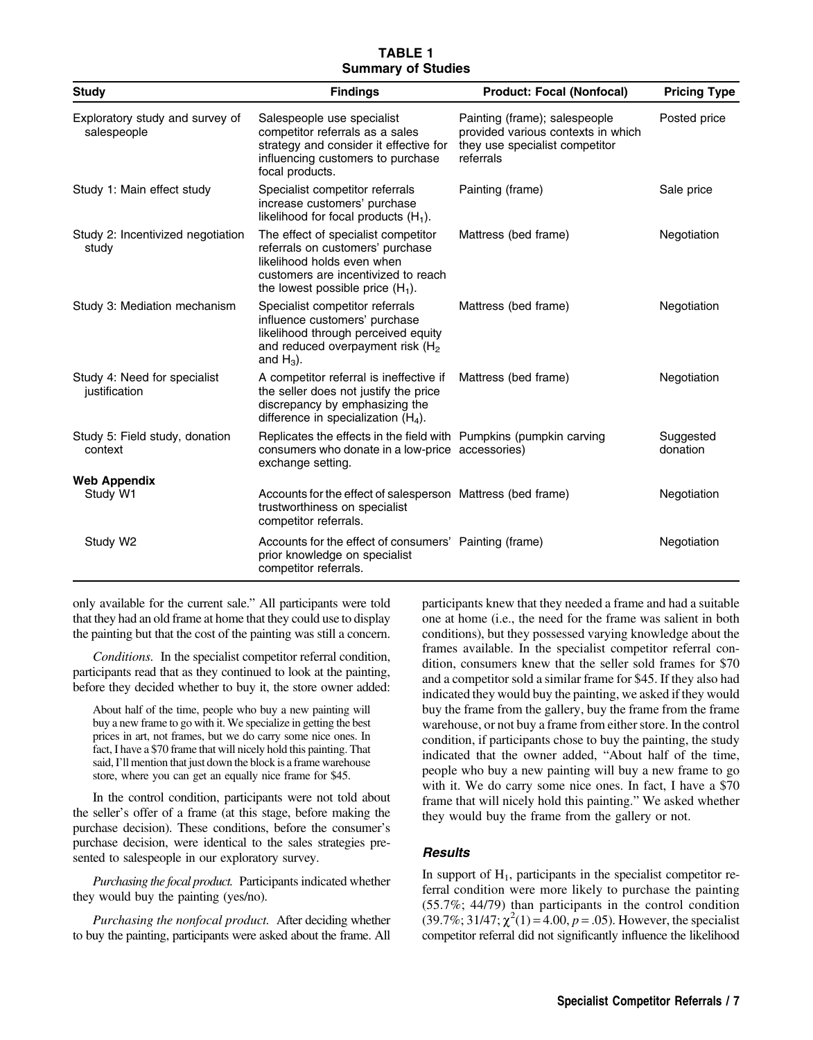**TABLE 1**
**Summary of Studies**

| Study | Findings | Product: Focal (Nonfocal) | Pricing Type |
|---|---|---|---|
| Exploratory study and survey of salespeople | Salespeople use specialist competitor referrals as a sales strategy and consider it effective for influencing customers to purchase focal products. | Painting (frame); salespeople provided various contexts in which they use specialist competitor referrals | Posted price |
| Study 1: Main effect study | Specialist competitor referrals increase customers' purchase likelihood for focal products ($H_1$). | Painting (frame) | Sale price |
| Study 2: Incentivized negotiation study | The effect of specialist competitor referrals on customers' purchase likelihood holds even when customers are incentivized to reach the lowest possible price ($H_1$). | Mattress (bed frame) | Negotiation |
| Study 3: Mediation mechanism | Specialist competitor referrals influence customers' purchase likelihood through perceived equity and reduced overpayment risk ($H_2$ and $H_3$). | Mattress (bed frame) | Negotiation |
| Study 4: Need for specialist justification | A competitor referral is ineffective if the seller does not justify the price discrepancy by emphasizing the difference in specialization ($H_4$). | Mattress (bed frame) | Negotiation |
| Study 5: Field study, donation context | Replicates the effects in the field with consumers who donate in a low-price exchange setting. | Pumpkins (pumpkin carving accessories) | Suggested donation |
| **Web Appendix** | | | |
| Study W1 | Accounts for the effect of salesperson trustworthiness on specialist competitor referrals. | Mattress (bed frame) | Negotiation |
| Study W2 | Accounts for the effect of consumers' prior knowledge on specialist competitor referrals. | Painting (frame) | Negotiation |

only available for the current sale." All participants were told that they had an old frame at home that they could use to display the painting but that the cost of the painting was still a concern.

*Conditions.* In the specialist competitor referral condition, participants read that as they continued to look at the painting, before they decided whether to buy it, the store owner added:

> About half of the time, people who buy a new painting will buy a new frame to go with it. We specialize in getting the best prices in art, not frames, but we do carry some nice ones. In fact, I have a $70 frame that will nicely hold this painting. That said, I'll mention that just down the block is a frame warehouse store, where you can get an equally nice frame for $45.

In the control condition, participants were not told about the seller's offer of a frame (at this stage, before making the purchase decision). These conditions, before the consumer's purchase decision, were identical to the sales strategies presented to salespeople in our exploratory survey.

*Purchasing the focal product.* Participants indicated whether they would buy the painting (yes/no).

*Purchasing the nonfocal product.* After deciding whether to buy the painting, participants were asked about the frame. All participants knew that they needed a frame and had a suitable one at home (i.e., the need for the frame was salient in both conditions), but they possessed varying knowledge about the frames available. In the specialist competitor referral condition, consumers knew that the seller sold frames for $70 and a competitor sold a similar frame for $45. If they also had indicated they would buy the painting, we asked if they would buy the frame from the gallery, buy the frame from the frame warehouse, or not buy a frame from either store. In the control condition, if participants chose to buy the painting, the study indicated that the owner added, "About half of the time, people who buy a new painting will buy a new frame to go with it. We do carry some nice ones. In fact, I have a $70 frame that will nicely hold this painting." We asked whether they would buy the frame from the gallery or not.

### *Results*

In support of $H_1$, participants in the specialist competitor referral condition were more likely to purchase the painting (55.7%; 44/79) than participants in the control condition (39.7%; 31/47; $\chi^2(1) = 4.00$, $p = .05$). However, the specialist competitor referral did not significantly influence the likelihood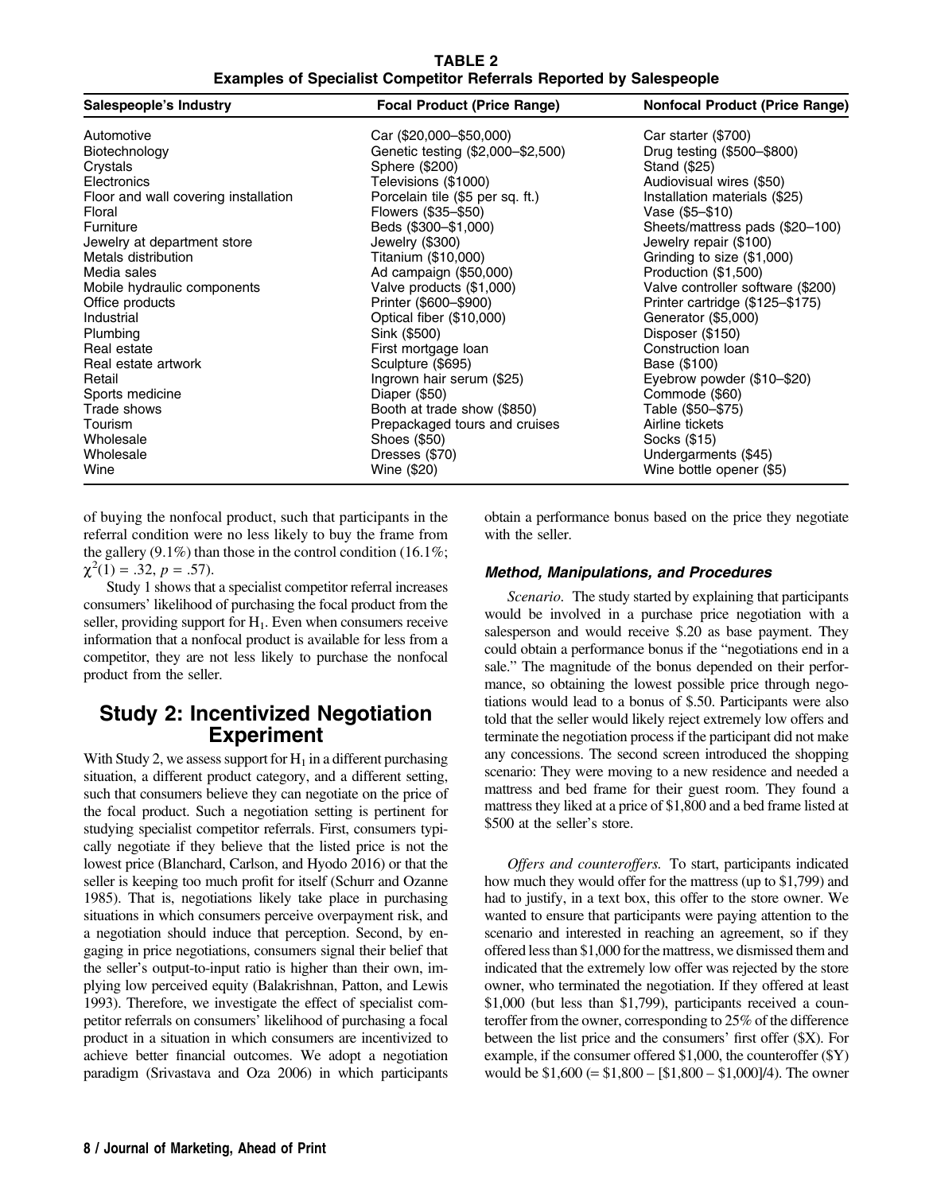**TABLE 2**
**Examples of Specialist Competitor Referrals Reported by Salespeople**

| Salespeople's Industry | Focal Product (Price Range) | Nonfocal Product (Price Range) |
|---|---|---|
| Automotive | Car ($20,000–$50,000) | Car starter ($700) |
| Biotechnology | Genetic testing ($2,000–$2,500) | Drug testing ($500–$800) |
| Crystals | Sphere ($200) | Stand ($25) |
| Electronics | Televisions ($1000) | Audiovisual wires ($50) |
| Floor and wall covering installation | Porcelain tile ($5 per sq. ft.) | Installation materials ($25) |
| Floral | Flowers ($35–$50) | Vase ($5–$10) |
| Furniture | Beds ($300–$1,000) | Sheets/mattress pads ($20–100) |
| Jewelry at department store | Jewelry ($300) | Jewelry repair ($100) |
| Metals distribution | Titanium ($10,000) | Grinding to size ($1,000) |
| Media sales | Ad campaign ($50,000) | Production ($1,500) |
| Mobile hydraulic components | Valve products ($1,000) | Valve controller software ($200) |
| Office products | Printer ($600–$900) | Printer cartridge ($125–$175) |
| Industrial | Optical fiber ($10,000) | Generator ($5,000) |
| Plumbing | Sink ($500) | Disposer ($150) |
| Real estate | First mortgage loan | Construction loan |
| Real estate artwork | Sculpture ($695) | Base ($100) |
| Retail | Ingrown hair serum ($25) | Eyebrow powder ($10–$20) |
| Sports medicine | Diaper ($50) | Commode ($60) |
| Trade shows | Booth at trade show ($850) | Table ($50–$75) |
| Tourism | Prepackaged tours and cruises | Airline tickets |
| Wholesale | Shoes ($50) | Socks ($15) |
| Wholesale | Dresses ($70) | Undergarments ($45) |
| Wine | Wine ($20) | Wine bottle opener ($5) |

of buying the nonfocal product, such that participants in the referral condition were no less likely to buy the frame from the gallery (9.1%) than those in the control condition (16.1%; $\chi^2(1) = .32$, $p = .57$).

Study 1 shows that a specialist competitor referral increases consumers' likelihood of purchasing the focal product from the seller, providing support for $H_1$. Even when consumers receive information that a nonfocal product is available for less from a competitor, they are not less likely to purchase the nonfocal product from the seller.

## Study 2: Incentivized Negotiation Experiment

With Study 2, we assess support for $H_1$ in a different purchasing situation, a different product category, and a different setting, such that consumers believe they can negotiate on the price of the focal product. Such a negotiation setting is pertinent for studying specialist competitor referrals. First, consumers typically negotiate if they believe that the listed price is not the lowest price (Blanchard, Carlson, and Hyodo 2016) or that the seller is keeping too much profit for itself (Schurr and Ozanne 1985). That is, negotiations likely take place in purchasing situations in which consumers perceive overpayment risk, and a negotiation should induce that perception. Second, by engaging in price negotiations, consumers signal their belief that the seller's output-to-input ratio is higher than their own, implying low perceived equity (Balakrishnan, Patton, and Lewis 1993). Therefore, we investigate the effect of specialist competitor referrals on consumers' likelihood of purchasing a focal product in a situation in which consumers are incentivized to achieve better financial outcomes. We adopt a negotiation paradigm (Srivastava and Oza 2006) in which participants obtain a performance bonus based on the price they negotiate with the seller.

### Method, Manipulations, and Procedures

*Scenario.* The study started by explaining that participants would be involved in a purchase price negotiation with a salesperson and would receive \$.20 as base payment. They could obtain a performance bonus if the "negotiations end in a sale." The magnitude of the bonus depended on their performance, so obtaining the lowest possible price through negotiations would lead to a bonus of \$.50. Participants were also told that the seller would likely reject extremely low offers and terminate the negotiation process if the participant did not make any concessions. The second screen introduced the shopping scenario: They were moving to a new residence and needed a mattress and bed frame for their guest room. They found a mattress they liked at a price of \$1,800 and a bed frame listed at \$500 at the seller's store.

*Offers and counteroffers.* To start, participants indicated how much they would offer for the mattress (up to \$1,799) and had to justify, in a text box, this offer to the store owner. We wanted to ensure that participants were paying attention to the scenario and interested in reaching an agreement, so if they offered less than \$1,000 for the mattress, we dismissed them and indicated that the extremely low offer was rejected by the store owner, who terminated the negotiation. If they offered at least \$1,000 (but less than \$1,799), participants received a counteroffer from the owner, corresponding to 25% of the difference between the list price and the consumers' first offer (\$X). For example, if the consumer offered \$1,000, the counteroffer (\$Y) would be \$1,600 (= \$1,800 – [\$1,800 – \$1,000]/4). The owner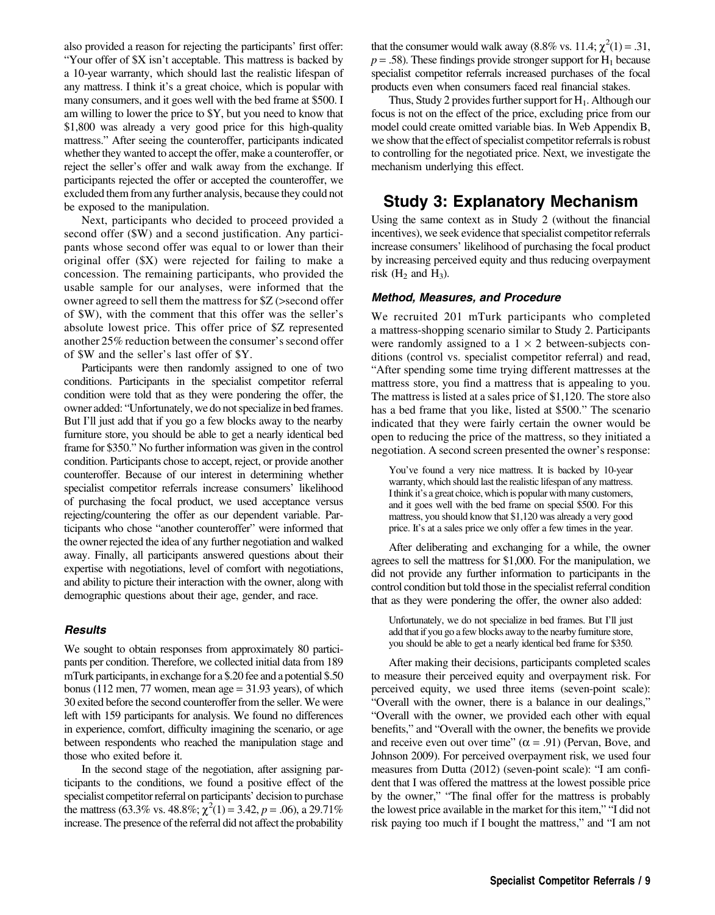also provided a reason for rejecting the participants' first offer: "Your offer of $X isn't acceptable. This mattress is backed by a 10-year warranty, which should last the realistic lifespan of any mattress. I think it's a great choice, which is popular with many consumers, and it goes well with the bed frame at $500. I am willing to lower the price to $Y, but you need to know that $1,800 was already a very good price for this high-quality mattress." After seeing the counteroffer, participants indicated whether they wanted to accept the offer, make a counteroffer, or reject the seller's offer and walk away from the exchange. If participants rejected the offer or accepted the counteroffer, we excluded them from any further analysis, because they could not be exposed to the manipulation.

Next, participants who decided to proceed provided a second offer ($W) and a second justification. Any participants whose second offer was equal to or lower than their original offer ($X) were rejected for failing to make a concession. The remaining participants, who provided the usable sample for our analyses, were informed that the owner agreed to sell them the mattress for $Z (>second offer of $W), with the comment that this offer was the seller's absolute lowest price. This offer price of $Z represented another 25% reduction between the consumer's second offer of $W and the seller's last offer of $Y.

Participants were then randomly assigned to one of two conditions. Participants in the specialist competitor referral condition were told that as they were pondering the offer, the owner added: "Unfortunately, we do not specialize in bed frames. But I'll just add that if you go a few blocks away to the nearby furniture store, you should be able to get a nearly identical bed frame for $350." No further information was given in the control condition. Participants chose to accept, reject, or provide another counteroffer. Because of our interest in determining whether specialist competitor referrals increase consumers' likelihood of purchasing the focal product, we used acceptance versus rejecting/countering the offer as our dependent variable. Participants who chose "another counteroffer" were informed that the owner rejected the idea of any further negotiation and walked away. Finally, all participants answered questions about their expertise with negotiations, level of comfort with negotiations, and ability to picture their interaction with the owner, along with demographic questions about their age, gender, and race.

### Results

We sought to obtain responses from approximately 80 participants per condition. Therefore, we collected initial data from 189 mTurk participants, in exchange for a $.20 fee and a potential $.50 bonus (112 men, 77 women, mean age = 31.93 years), of which 30 exited before the second counteroffer from the seller. We were left with 159 participants for analysis. We found no differences in experience, comfort, difficulty imagining the scenario, or age between respondents who reached the manipulation stage and those who exited before it.

In the second stage of the negotiation, after assigning participants to the conditions, we found a positive effect of the specialist competitor referral on participants' decision to purchase the mattress (63.3% vs. 48.8%; $\chi^2(1) = 3.42$, $p = .06$), a 29.71% increase. The presence of the referral did not affect the probability that the consumer would walk away (8.8% vs. 11.4; $\chi^2(1) = .31$, $p = .58$). These findings provide stronger support for $H_1$ because specialist competitor referrals increased purchases of the focal products even when consumers faced real financial stakes.

Thus, Study 2 provides further support for $H_1$. Although our focus is not on the effect of the price, excluding price from our model could create omitted variable bias. In Web Appendix B, we show that the effect of specialist competitor referrals is robust to controlling for the negotiated price. Next, we investigate the mechanism underlying this effect.

## Study 3: Explanatory Mechanism

Using the same context as in Study 2 (without the financial incentives), we seek evidence that specialist competitor referrals increase consumers' likelihood of purchasing the focal product by increasing perceived equity and thus reducing overpayment risk ($H_2$ and $H_3$).

### Method, Measures, and Procedure

We recruited 201 mTurk participants who completed a mattress-shopping scenario similar to Study 2. Participants were randomly assigned to a 1 × 2 between-subjects conditions (control vs. specialist competitor referral) and read, "After spending some time trying different mattresses at the mattress store, you find a mattress that is appealing to you. The mattress is listed at a sales price of $1,120. The store also has a bed frame that you like, listed at $500." The scenario indicated that they were fairly certain the owner would be open to reducing the price of the mattress, so they initiated a negotiation. A second screen presented the owner's response:

> You've found a very nice mattress. It is backed by 10-year warranty, which should last the realistic lifespan of any mattress. I think it's a great choice, which is popular with many customers, and it goes well with the bed frame on special $500. For this mattress, you should know that $1,120 was already a very good price. It's at a sales price we only offer a few times in the year.

After deliberating and exchanging for a while, the owner agrees to sell the mattress for $1,000. For the manipulation, we did not provide any further information to participants in the control condition but told those in the specialist referral condition that as they were pondering the offer, the owner also added:

> Unfortunately, we do not specialize in bed frames. But I'll just add that if you go a few blocks away to the nearby furniture store, you should be able to get a nearly identical bed frame for $350.

After making their decisions, participants completed scales to measure their perceived equity and overpayment risk. For perceived equity, we used three items (seven-point scale): "Overall with the owner, there is a balance in our dealings," "Overall with the owner, we provided each other with equal benefits," and "Overall with the owner, the benefits we provide and receive even out over time" ($\alpha = .91$) (Pervan, Bove, and Johnson 2009). For perceived overpayment risk, we used four measures from Dutta (2012) (seven-point scale): "I am confident that I was offered the mattress at the lowest possible price by the owner," "The final offer for the mattress is probably the lowest price available in the market for this item," "I did not risk paying too much if I bought the mattress," and "I am not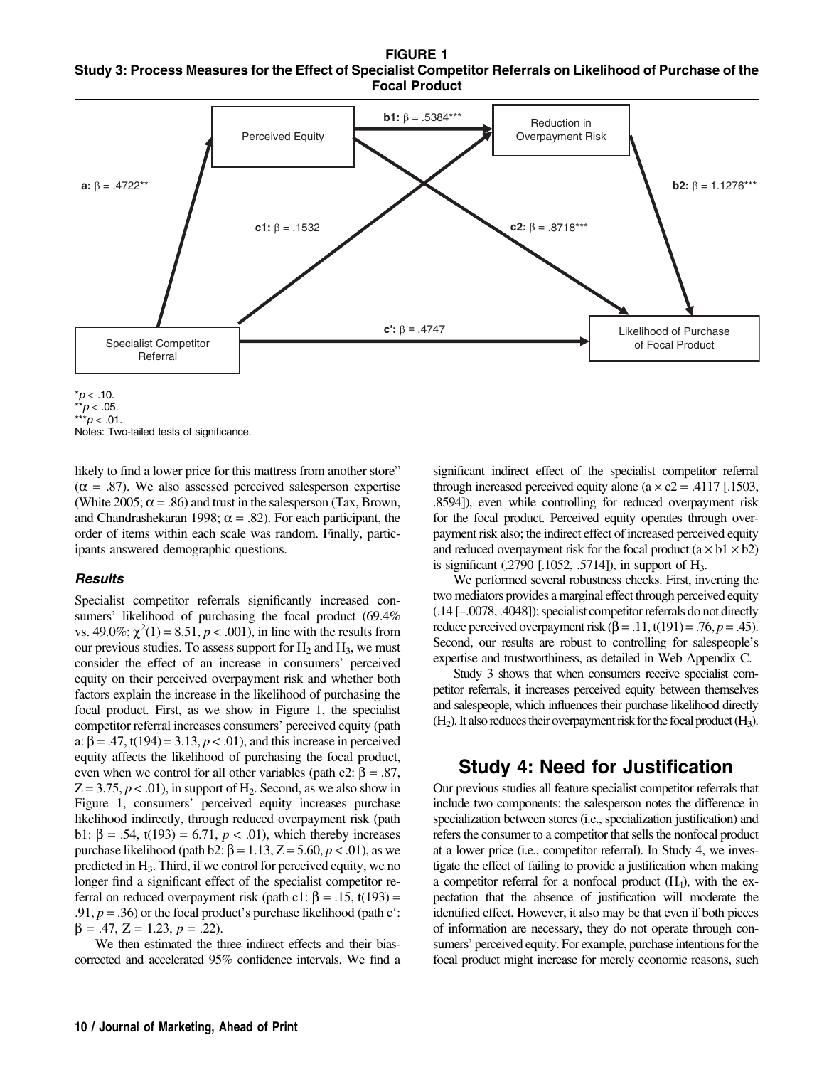**FIGURE 1**
**Study 3: Process Measures for the Effect of Specialist Competitor Referrals on Likelihood of Purchase of the Focal Product**

Perceived Equity

Reduction in Overpayment Risk

Specialist Competitor Referral

Likelihood of Purchase of Focal Product

**a:** $\beta$ = .4722**

**b1:** $\beta$ = .5384***

**b2:** $\beta$ = 1.1276***

**c1:** $\beta$ = .1532

**c2:** $\beta$ = .8718***

**c′:** $\beta$ = .4747

*$p < .10$.
**$p < .05$.
***$p < .01$.
Notes: Two-tailed tests of significance.

likely to find a lower price for this mattress from another store" ($\alpha$ = .87). We also assessed perceived salesperson expertise (White 2005; $\alpha$ = .86) and trust in the salesperson (Tax, Brown, and Chandrashekaran 1998; $\alpha$ = .82). For each participant, the order of items within each scale was random. Finally, participants answered demographic questions.

### *Results*

Specialist competitor referrals significantly increased consumers' likelihood of purchasing the focal product (69.4% vs. 49.0%; $\chi^2(1) = 8.51$, $p < .001$), in line with the results from our previous studies. To assess support for $H_2$ and $H_3$, we must consider the effect of an increase in consumers' perceived equity on their perceived overpayment risk and whether both factors explain the increase in the likelihood of purchasing the focal product. First, as we show in Figure 1, the specialist competitor referral increases consumers' perceived equity (path a: $\beta = .47$, $t(194) = 3.13$, $p < .01$), and this increase in perceived equity affects the likelihood of purchasing the focal product, even when we control for all other variables (path c2: $\beta = .87$, $Z = 3.75$, $p < .01$), in support of $H_2$. Second, as we also show in Figure 1, consumers' perceived equity increases purchase likelihood indirectly, through reduced overpayment risk (path b1: $\beta = .54$, $t(193) = 6.71$, $p < .01$), which thereby increases purchase likelihood (path b2: $\beta = 1.13$, $Z = 5.60$, $p < .01$), as we predicted in $H_3$. Third, if we control for perceived equity, we no longer find a significant effect of the specialist competitor referral on reduced overpayment risk (path c1: $\beta = .15$, $t(193) = .91$, $p = .36$) or the focal product's purchase likelihood (path c′: $\beta = .47$, $Z = 1.23$, $p = .22$).

We then estimated the three indirect effects and their bias-corrected and accelerated 95% confidence intervals. We find a significant indirect effect of the specialist competitor referral through increased perceived equity alone ($a \times c2$ = .4117 [.1503, .8594]), even while controlling for reduced overpayment risk for the focal product. Perceived equity operates through overpayment risk also; the indirect effect of increased perceived equity and reduced overpayment risk for the focal product ($a \times b1 \times b2$) is significant (.2790 [.1052, .5714]), in support of $H_3$.

We performed several robustness checks. First, inverting the two mediators provides a marginal effect through perceived equity (.14 [–.0078, .4048]); specialist competitor referrals do not directly reduce perceived overpayment risk ($\beta = .11$, $t(191) = .76$, $p = .45$). Second, our results are robust to controlling for salespeople's expertise and trustworthiness, as detailed in Web Appendix C.

Study 3 shows that when consumers receive specialist competitor referrals, it increases perceived equity between themselves and salespeople, which influences their purchase likelihood directly ($H_2$). It also reduces their overpayment risk for the focal product ($H_3$).

## Study 4: Need for Justification

Our previous studies all feature specialist competitor referrals that include two components: the salesperson notes the difference in specialization between stores (i.e., specialization justification) and refers the consumer to a competitor that sells the nonfocal product at a lower price (i.e., competitor referral). In Study 4, we investigate the effect of failing to provide a justification when making a competitor referral for a nonfocal product ($H_4$), with the expectation that the absence of justification will moderate the identified effect. However, it also may be that even if both pieces of information are necessary, they do not operate through consumers' perceived equity. For example, purchase intentions for the focal product might increase for merely economic reasons, such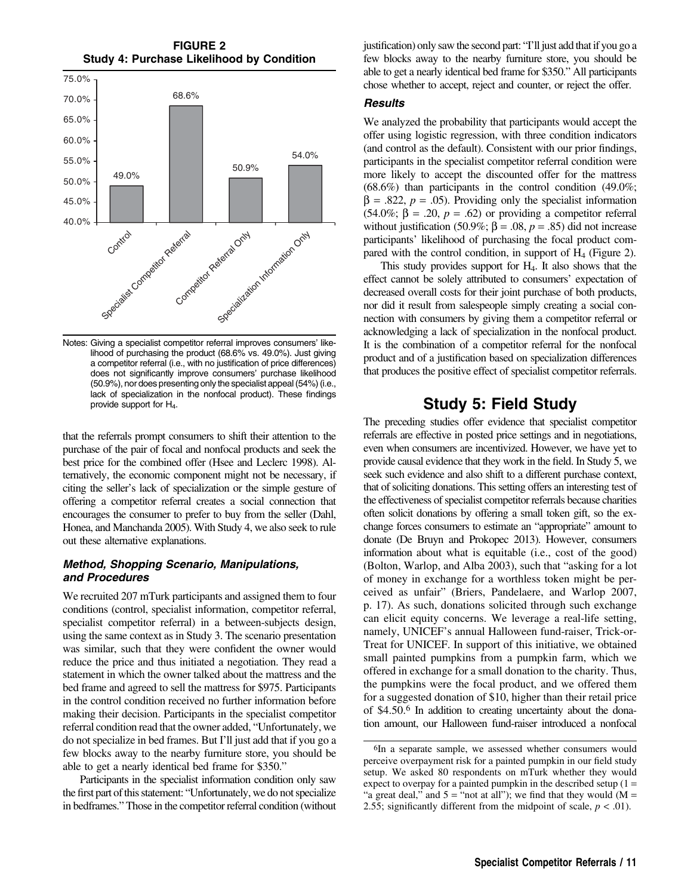**FIGURE 2**
**Study 4: Purchase Likelihood by Condition**

| Condition | Purchase Likelihood |
|---|---|
| Control | 49.0% |
| Specialist Competitor Referral | 68.6% |
| Competitor Referral Only | 50.9% |
| Specialization Information Only | 54.0% |

Notes: Giving a specialist competitor referral improves consumers' likelihood of purchasing the product (68.6% vs. 49.0%). Just giving a competitor referral (i.e., with no justification of price differences) does not significantly improve consumers' purchase likelihood (50.9%), nor does presenting only the specialist appeal (54%) (i.e., lack of specialization in the nonfocal product). These findings provide support for $H_4$.

that the referrals prompt consumers to shift their attention to the purchase of the pair of focal and nonfocal products and seek the best price for the combined offer (Hsee and Leclerc 1998). Alternatively, the economic component might not be necessary, if citing the seller's lack of specialization or the simple gesture of offering a competitor referral creates a social connection that encourages the consumer to prefer to buy from the seller (Dahl, Honea, and Manchanda 2005). With Study 4, we also seek to rule out these alternative explanations.

### *Method, Shopping Scenario, Manipulations, and Procedures*

We recruited 207 mTurk participants and assigned them to four conditions (control, specialist information, competitor referral, specialist competitor referral) in a between-subjects design, using the same context as in Study 3. The scenario presentation was similar, such that they were confident the owner would reduce the price and thus initiated a negotiation. They read a statement in which the owner talked about the mattress and the bed frame and agreed to sell the mattress for $975. Participants in the control condition received no further information before making their decision. Participants in the specialist competitor referral condition read that the owner added, "Unfortunately, we do not specialize in bed frames. But I'll just add that if you go a few blocks away to the nearby furniture store, you should be able to get a nearly identical bed frame for $350."

Participants in the specialist information condition only saw the first part of this statement: "Unfortunately, we do not specialize in bedframes." Those in the competitor referral condition (without justification) only saw the second part: "I'll just add that if you go a few blocks away to the nearby furniture store, you should be able to get a nearly identical bed frame for $350." All participants chose whether to accept, reject and counter, or reject the offer.

### *Results*

We analyzed the probability that participants would accept the offer using logistic regression, with three condition indicators (and control as the default). Consistent with our prior findings, participants in the specialist competitor referral condition were more likely to accept the discounted offer for the mattress (68.6%) than participants in the control condition (49.0%; $\beta = .822$, $p = .05$). Providing only the specialist information (54.0%; $\beta = .20$, $p = .62$) or providing a competitor referral without justification (50.9%; $\beta = .08$, $p = .85$) did not increase participants' likelihood of purchasing the focal product compared with the control condition, in support of $H_4$ (Figure 2).

This study provides support for $H_4$. It also shows that the effect cannot be solely attributed to consumers' expectation of decreased overall costs for their joint purchase of both products, nor did it result from salespeople simply creating a social connection with consumers by giving them a competitor referral or acknowledging a lack of specialization in the nonfocal product. It is the combination of a competitor referral for the nonfocal product and of a justification based on specialization differences that produces the positive effect of specialist competitor referrals.

## Study 5: Field Study

The preceding studies offer evidence that specialist competitor referrals are effective in posted price settings and in negotiations, even when consumers are incentivized. However, we have yet to provide causal evidence that they work in the field. In Study 5, we seek such evidence and also shift to a different purchase context, that of soliciting donations. This setting offers an interesting test of the effectiveness of specialist competitor referrals because charities often solicit donations by offering a small token gift, so the exchange forces consumers to estimate an "appropriate" amount to donate (De Bruyn and Prokopec 2013). However, consumers information about what is equitable (i.e., cost of the good) (Bolton, Warlop, and Alba 2003), such that "asking for a lot of money in exchange for a worthless token might be perceived as unfair" (Briers, Pandelaere, and Warlop 2007, p. 17). As such, donations solicited through such exchange can elicit equity concerns. We leverage a real-life setting, namely, UNICEF's annual Halloween fund-raiser, Trick-or-Treat for UNICEF. In support of this initiative, we obtained small painted pumpkins from a pumpkin farm, which we offered in exchange for a small donation to the charity. Thus, the pumpkins were the focal product, and we offered them for a suggested donation of $10, higher than their retail price of $4.50.[6] In addition to creating uncertainty about the donation amount, our Halloween fund-raiser introduced a nonfocal

[6]In a separate sample, we assessed whether consumers would perceive overpayment risk for a painted pumpkin in our field study setup. We asked 80 respondents on mTurk whether they would expect to overpay for a painted pumpkin in the described setup (1 = "a great deal," and 5 = "not at all"); we find that they would (M = 2.55; significantly different from the midpoint of scale, $p < .01$).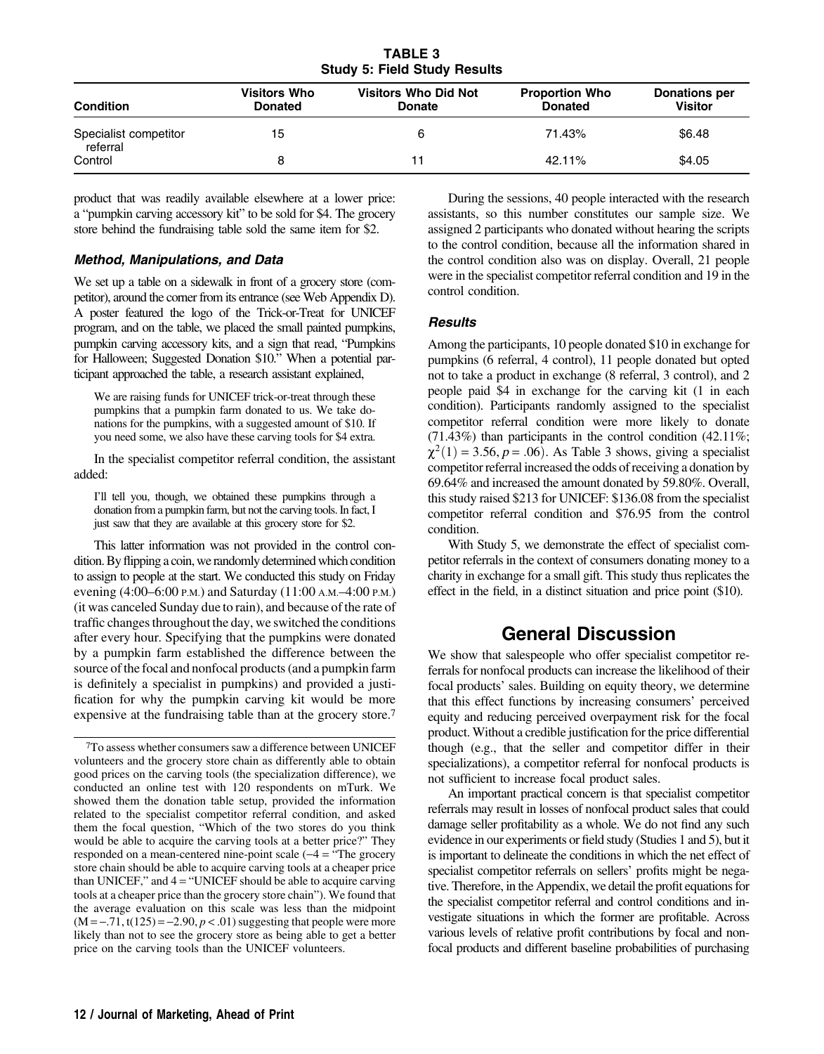**TABLE 3**
**Study 5: Field Study Results**

| Condition | Visitors Who Donated | Visitors Who Did Not Donate | Proportion Who Donated | Donations per Visitor |
|---|---|---|---|---|
| Specialist competitor referral | 15 | 6 | 71.43% | $6.48 |
| Control | 8 | 11 | 42.11% | $4.05 |

product that was readily available elsewhere at a lower price: a "pumpkin carving accessory kit" to be sold for $4. The grocery store behind the fundraising table sold the same item for $2.

### Method, Manipulations, and Data

We set up a table on a sidewalk in front of a grocery store (competitor), around the corner from its entrance (see Web Appendix D). A poster featured the logo of the Trick-or-Treat for UNICEF program, and on the table, we placed the small painted pumpkins, pumpkin carving accessory kits, and a sign that read, "Pumpkins for Halloween; Suggested Donation $10." When a potential participant approached the table, a research assistant explained,

> We are raising funds for UNICEF trick-or-treat through these pumpkins that a pumpkin farm donated to us. We take donations for the pumpkins, with a suggested amount of $10. If you need some, we also have these carving tools for $4 extra.

In the specialist competitor referral condition, the assistant added:

> I'll tell you, though, we obtained these pumpkins through a donation from a pumpkin farm, but not the carving tools. In fact, I just saw that they are available at this grocery store for $2.

This latter information was not provided in the control condition. By flipping a coin, we randomly determined which condition to assign to people at the start. We conducted this study on Friday evening (4:00–6:00 P.M.) and Saturday (11:00 A.M.–4:00 P.M.) (it was canceled Sunday due to rain), and because of the rate of traffic changes throughout the day, we switched the conditions after every hour. Specifying that the pumpkins were donated by a pumpkin farm established the difference between the source of the focal and nonfocal products (and a pumpkin farm is definitely a specialist in pumpkins) and provided a justification for why the pumpkin carving kit would be more expensive at the fundraising table than at the grocery store.[7]

During the sessions, 40 people interacted with the research assistants, so this number constitutes our sample size. We assigned 2 participants who donated without hearing the scripts to the control condition, because all the information shared in the control condition also was on display. Overall, 21 people were in the specialist competitor referral condition and 19 in the control condition.

### Results

Among the participants, 10 people donated $10 in exchange for pumpkins (6 referral, 4 control), 11 people donated but opted not to take a product in exchange (8 referral, 3 control), and 2 people paid $4 in exchange for the carving kit (1 in each condition). Participants randomly assigned to the specialist competitor referral condition were more likely to donate (71.43%) than participants in the control condition (42.11%; $\chi^2(1) = 3.56$, $p = .06$). As Table 3 shows, giving a specialist competitor referral increased the odds of receiving a donation by 69.64% and increased the amount donated by 59.80%. Overall, this study raised $213 for UNICEF: $136.08 from the specialist competitor referral condition and $76.95 from the control condition.

With Study 5, we demonstrate the effect of specialist competitor referrals in the context of consumers donating money to a charity in exchange for a small gift. This study thus replicates the effect in the field, in a distinct situation and price point ($10).

## General Discussion

We show that salespeople who offer specialist competitor referrals for nonfocal products can increase the likelihood of their focal products' sales. Building on equity theory, we determine that this effect functions by increasing consumers' perceived equity and reducing perceived overpayment risk for the focal product. Without a credible justification for the price differential though (e.g., that the seller and competitor differ in their specializations), a competitor referral for nonfocal products is not sufficient to increase focal product sales.

An important practical concern is that specialist competitor referrals may result in losses of nonfocal product sales that could damage seller profitability as a whole. We do not find any such evidence in our experiments or field study (Studies 1 and 5), but it is important to delineate the conditions in which the net effect of specialist competitor referrals on sellers' profits might be negative. Therefore, in the Appendix, we detail the profit equations for the specialist competitor referral and control conditions and investigate situations in which the former are profitable. Across various levels of relative profit contributions by focal and nonfocal products and different baseline probabilities of purchasing

[7] To assess whether consumers saw a difference between UNICEF volunteers and the grocery store chain as differently able to obtain good prices on the carving tools (the specialization difference), we conducted an online test with 120 respondents on mTurk. We showed them the donation table setup, provided the information related to the specialist competitor referral condition, and asked them the focal question, "Which of the two stores do you think would be able to acquire the carving tools at a better price?" They responded on a mean-centered nine-point scale (−4 = "The grocery store chain should be able to acquire carving tools at a cheaper price than UNICEF," and 4 = "UNICEF should be able to acquire carving tools at a cheaper price than the grocery store chain"). We found that the average evaluation on this scale was less than the midpoint ($M = -.71$, $t(125) = -2.90$, $p < .01$) suggesting that people were more likely than not to see the grocery store as being able to get a better price on the carving tools than the UNICEF volunteers.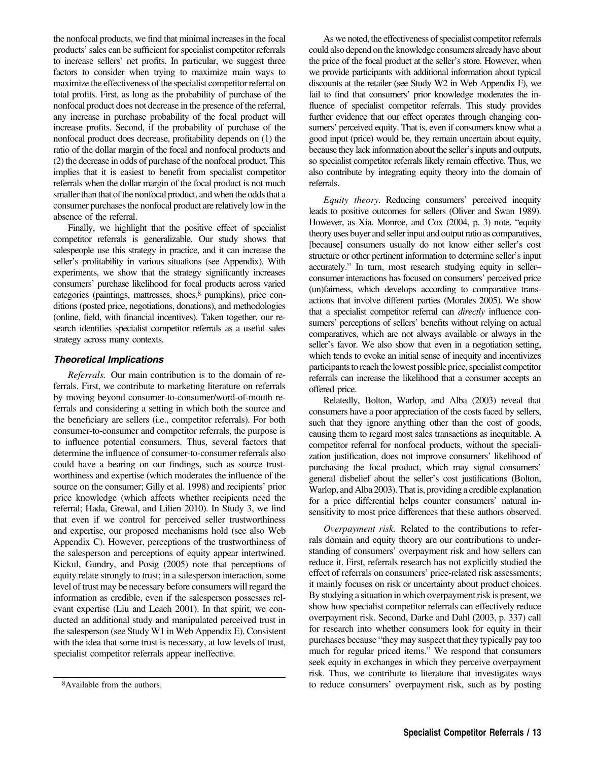the nonfocal products, we find that minimal increases in the focal products' sales can be sufficient for specialist competitor referrals to increase sellers' net profits. In particular, we suggest three factors to consider when trying to maximize main ways to maximize the effectiveness of the specialist competitor referral on total profits. First, as long as the probability of purchase of the nonfocal product does not decrease in the presence of the referral, any increase in purchase probability of the focal product will increase profits. Second, if the probability of purchase of the nonfocal product does decrease, profitability depends on (1) the ratio of the dollar margin of the focal and nonfocal products and (2) the decrease in odds of purchase of the nonfocal product. This implies that it is easiest to benefit from specialist competitor referrals when the dollar margin of the focal product is not much smaller than that of the nonfocal product, and when the odds that a consumer purchases the nonfocal product are relatively low in the absence of the referral.

Finally, we highlight that the positive effect of specialist competitor referrals is generalizable. Our study shows that salespeople use this strategy in practice, and it can increase the seller's profitability in various situations (see Appendix). With experiments, we show that the strategy significantly increases consumers' purchase likelihood for focal products across varied categories (paintings, mattresses, shoes,[8] pumpkins), price conditions (posted price, negotiations, donations), and methodologies (online, field, with financial incentives). Taken together, our research identifies specialist competitor referrals as a useful sales strategy across many contexts.

### *Theoretical Implications*

*Referrals.* Our main contribution is to the domain of referrals. First, we contribute to marketing literature on referrals by moving beyond consumer-to-consumer/word-of-mouth referrals and considering a setting in which both the source and the beneficiary are sellers (i.e., competitor referrals). For both consumer-to-consumer and competitor referrals, the purpose is to influence potential consumers. Thus, several factors that determine the influence of consumer-to-consumer referrals also could have a bearing on our findings, such as source trustworthiness and expertise (which moderates the influence of the source on the consumer; Gilly et al. 1998) and recipients' prior price knowledge (which affects whether recipients need the referral; Hada, Grewal, and Lilien 2010). In Study 3, we find that even if we control for perceived seller trustworthiness and expertise, our proposed mechanisms hold (see also Web Appendix C). However, perceptions of the trustworthiness of the salesperson and perceptions of equity appear intertwined. Kickul, Gundry, and Posig (2005) note that perceptions of equity relate strongly to trust; in a salesperson interaction, some level of trust may be necessary before consumers will regard the information as credible, even if the salesperson possesses relevant expertise (Liu and Leach 2001). In that spirit, we conducted an additional study and manipulated perceived trust in the salesperson (see Study W1 in Web Appendix E). Consistent with the idea that some trust is necessary, at low levels of trust, specialist competitor referrals appear ineffective.

As we noted, the effectiveness of specialist competitor referrals could also depend on the knowledge consumers already have about the price of the focal product at the seller's store. However, when we provide participants with additional information about typical discounts at the retailer (see Study W2 in Web Appendix F), we fail to find that consumers' prior knowledge moderates the influence of specialist competitor referrals. This study provides further evidence that our effect operates through changing consumers' perceived equity. That is, even if consumers know what a good input (price) would be, they remain uncertain about equity, because they lack information about the seller's inputs and outputs, so specialist competitor referrals likely remain effective. Thus, we also contribute by integrating equity theory into the domain of referrals.

*Equity theory.* Reducing consumers' perceived inequity leads to positive outcomes for sellers (Oliver and Swan 1989). However, as Xia, Monroe, and Cox (2004, p. 3) note, "equity theory uses buyer and seller input and output ratio as comparatives, [because] consumers usually do not know either seller's cost structure or other pertinent information to determine seller's input accurately." In turn, most research studying equity in seller–consumer interactions has focused on consumers' perceived price (un)fairness, which develops according to comparative transactions that involve different parties (Morales 2005). We show that a specialist competitor referral can *directly* influence consumers' perceptions of sellers' benefits without relying on actual comparatives, which are not always available or always in the seller's favor. We also show that even in a negotiation setting, which tends to evoke an initial sense of inequity and incentivizes participants to reach the lowest possible price, specialist competitor referrals can increase the likelihood that a consumer accepts an offered price.

Relatedly, Bolton, Warlop, and Alba (2003) reveal that consumers have a poor appreciation of the costs faced by sellers, such that they ignore anything other than the cost of goods, causing them to regard most sales transactions as inequitable. A competitor referral for nonfocal products, without the specialization justification, does not improve consumers' likelihood of purchasing the focal product, which may signal consumers' general disbelief about the seller's cost justifications (Bolton, Warlop, and Alba 2003). That is, providing a credible explanation for a price differential helps counter consumers' natural insensitivity to most price differences that these authors observed.

*Overpayment risk.* Related to the contributions to referrals domain and equity theory are our contributions to understanding of consumers' overpayment risk and how sellers can reduce it. First, referrals research has not explicitly studied the effect of referrals on consumers' price-related risk assessments; it mainly focuses on risk or uncertainty about product choices. By studying a situation in which overpayment risk is present, we show how specialist competitor referrals can effectively reduce overpayment risk. Second, Darke and Dahl (2003, p. 337) call for research into whether consumers look for equity in their purchases because "they may suspect that they typically pay too much for regular priced items." We respond that consumers seek equity in exchanges in which they perceive overpayment risk. Thus, we contribute to literature that investigates ways to reduce consumers' overpayment risk, such as by posting

[8]Available from the authors.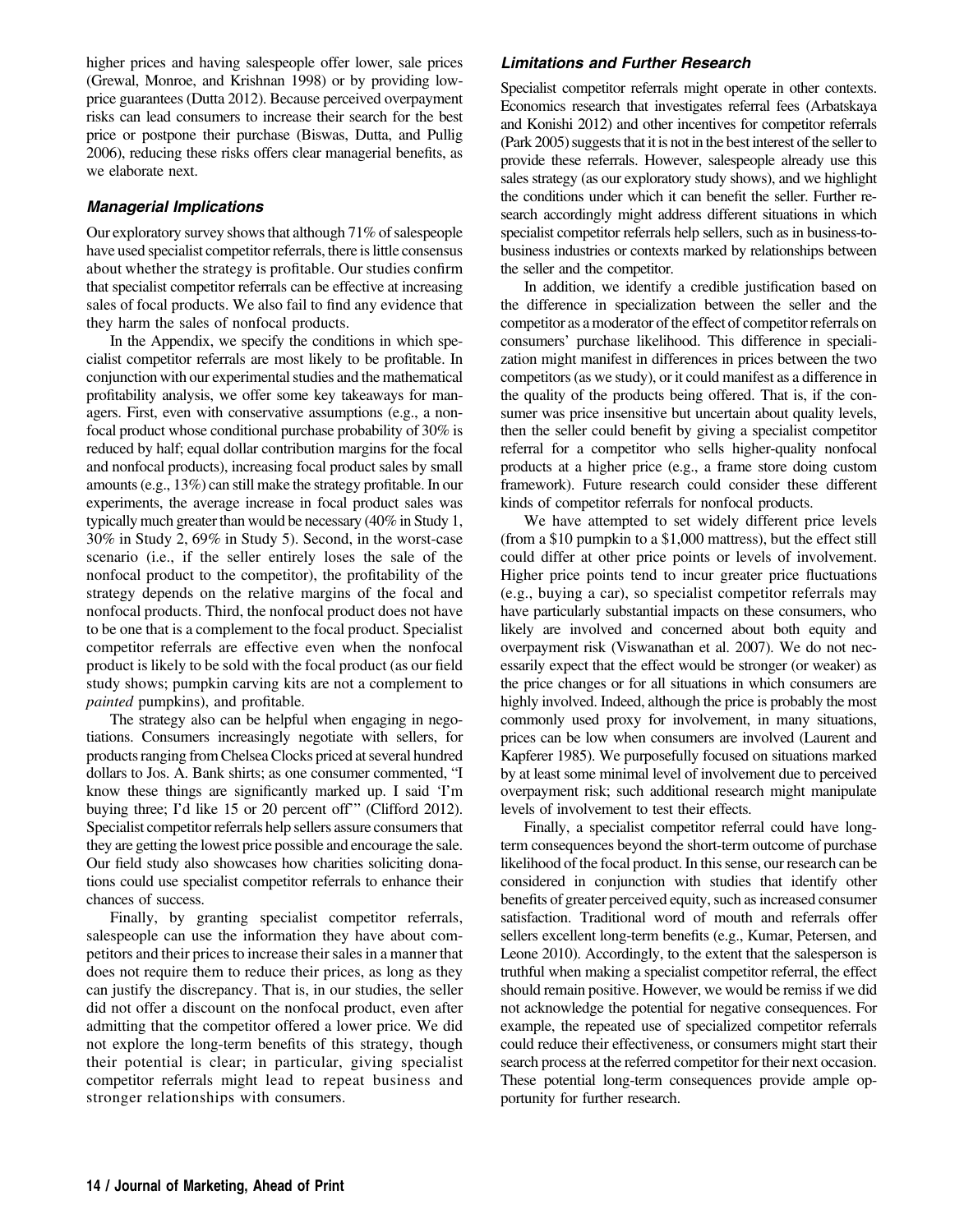higher prices and having salespeople offer lower, sale prices (Grewal, Monroe, and Krishnan 1998) or by providing low-price guarantees (Dutta 2012). Because perceived overpayment risks can lead consumers to increase their search for the best price or postpone their purchase (Biswas, Dutta, and Pullig 2006), reducing these risks offers clear managerial benefits, as we elaborate next.

### *Managerial Implications*

Our exploratory survey shows that although 71% of salespeople have used specialist competitor referrals, there is little consensus about whether the strategy is profitable. Our studies confirm that specialist competitor referrals can be effective at increasing sales of focal products. We also fail to find any evidence that they harm the sales of nonfocal products.

In the Appendix, we specify the conditions in which specialist competitor referrals are most likely to be profitable. In conjunction with our experimental studies and the mathematical profitability analysis, we offer some key takeaways for managers. First, even with conservative assumptions (e.g., a nonfocal product whose conditional purchase probability of 30% is reduced by half; equal dollar contribution margins for the focal and nonfocal products), increasing focal product sales by small amounts (e.g., 13%) can still make the strategy profitable. In our experiments, the average increase in focal product sales was typically much greater than would be necessary (40% in Study 1, 30% in Study 2, 69% in Study 5). Second, in the worst-case scenario (i.e., if the seller entirely loses the sale of the nonfocal product to the competitor), the profitability of the strategy depends on the relative margins of the focal and nonfocal products. Third, the nonfocal product does not have to be one that is a complement to the focal product. Specialist competitor referrals are effective even when the nonfocal product is likely to be sold with the focal product (as our field study shows; pumpkin carving kits are not a complement to *painted* pumpkins), and profitable.

The strategy also can be helpful when engaging in negotiations. Consumers increasingly negotiate with sellers, for products ranging from Chelsea Clocks priced at several hundred dollars to Jos. A. Bank shirts; as one consumer commented, "I know these things are significantly marked up. I said 'I'm buying three; I'd like 15 or 20 percent off'" (Clifford 2012). Specialist competitor referrals help sellers assure consumers that they are getting the lowest price possible and encourage the sale. Our field study also showcases how charities soliciting donations could use specialist competitor referrals to enhance their chances of success.

Finally, by granting specialist competitor referrals, salespeople can use the information they have about competitors and their prices to increase their sales in a manner that does not require them to reduce their prices, as long as they can justify the discrepancy. That is, in our studies, the seller did not offer a discount on the nonfocal product, even after admitting that the competitor offered a lower price. We did not explore the long-term benefits of this strategy, though their potential is clear; in particular, giving specialist competitor referrals might lead to repeat business and stronger relationships with consumers.

### *Limitations and Further Research*

Specialist competitor referrals might operate in other contexts. Economics research that investigates referral fees (Arbatskaya and Konishi 2012) and other incentives for competitor referrals (Park 2005) suggests that it is not in the best interest of the seller to provide these referrals. However, salespeople already use this sales strategy (as our exploratory study shows), and we highlight the conditions under which it can benefit the seller. Further research accordingly might address different situations in which specialist competitor referrals help sellers, such as in business-to-business industries or contexts marked by relationships between the seller and the competitor.

In addition, we identify a credible justification based on the difference in specialization between the seller and the competitor as a moderator of the effect of competitor referrals on consumers' purchase likelihood. This difference in specialization might manifest in differences in prices between the two competitors (as we study), or it could manifest as a difference in the quality of the products being offered. That is, if the consumer was price insensitive but uncertain about quality levels, then the seller could benefit by giving a specialist competitor referral for a competitor who sells higher-quality nonfocal products at a higher price (e.g., a frame store doing custom framework). Future research could consider these different kinds of competitor referrals for nonfocal products.

We have attempted to set widely different price levels (from a \$10 pumpkin to a \$1,000 mattress), but the effect still could differ at other price points or levels of involvement. Higher price points tend to incur greater price fluctuations (e.g., buying a car), so specialist competitor referrals may have particularly substantial impacts on these consumers, who likely are involved and concerned about both equity and overpayment risk (Viswanathan et al. 2007). We do not necessarily expect that the effect would be stronger (or weaker) as the price changes or for all situations in which consumers are highly involved. Indeed, although the price is probably the most commonly used proxy for involvement, in many situations, prices can be low when consumers are involved (Laurent and Kapferer 1985). We purposefully focused on situations marked by at least some minimal level of involvement due to perceived overpayment risk; such additional research might manipulate levels of involvement to test their effects.

Finally, a specialist competitor referral could have long-term consequences beyond the short-term outcome of purchase likelihood of the focal product. In this sense, our research can be considered in conjunction with studies that identify other benefits of greater perceived equity, such as increased consumer satisfaction. Traditional word of mouth and referrals offer sellers excellent long-term benefits (e.g., Kumar, Petersen, and Leone 2010). Accordingly, to the extent that the salesperson is truthful when making a specialist competitor referral, the effect should remain positive. However, we would be remiss if we did not acknowledge the potential for negative consequences. For example, the repeated use of specialized competitor referrals could reduce their effectiveness, or consumers might start their search process at the referred competitor for their next occasion. These potential long-term consequences provide ample opportunity for further research.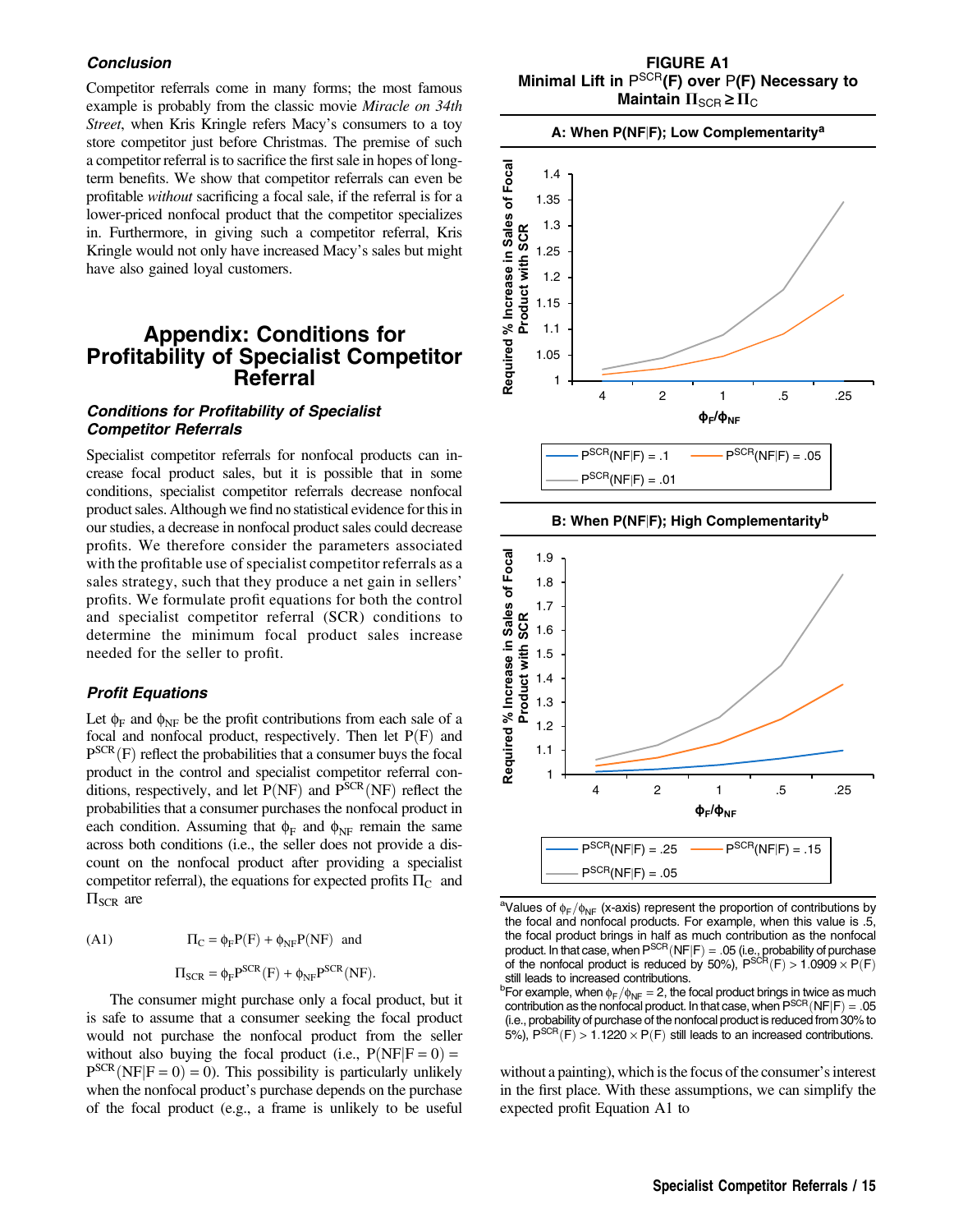### Conclusion

Competitor referrals come in many forms; the most famous example is probably from the classic movie *Miracle on 34th Street*, when Kris Kringle refers Macy's consumers to a toy store competitor just before Christmas. The premise of such a competitor referral is to sacrifice the first sale in hopes of long-term benefits. We show that competitor referrals can even be profitable *without* sacrificing a focal sale, if the referral is for a lower-priced nonfocal product that the competitor specializes in. Furthermore, in giving such a competitor referral, Kris Kringle would not only have increased Macy's sales but might have also gained loyal customers.

# Appendix: Conditions for Profitability of Specialist Competitor Referral

### Conditions for Profitability of Specialist Competitor Referrals

Specialist competitor referrals for nonfocal products can increase focal product sales, but it is possible that in some conditions, specialist competitor referrals decrease nonfocal product sales. Although we find no statistical evidence for this in our studies, a decrease in nonfocal product sales could decrease profits. We therefore consider the parameters associated with the profitable use of specialist competitor referrals as a sales strategy, such that they produce a net gain in sellers' profits. We formulate profit equations for both the control and specialist competitor referral (SCR) conditions to determine the minimum focal product sales increase needed for the seller to profit.

### Profit Equations

Let $\phi_F$ and $\phi_{NF}$ be the profit contributions from each sale of a focal and nonfocal product, respectively. Then let $P(F)$ and $P^{SCR}(F)$ reflect the probabilities that a consumer buys the focal product in the control and specialist competitor referral conditions, respectively, and let $P(NF)$ and $P^{SCR}(NF)$ reflect the probabilities that a consumer purchases the nonfocal product in each condition. Assuming that $\phi_F$ and $\phi_{NF}$ remain the same across both conditions (i.e., the seller does not provide a discount on the nonfocal product after providing a specialist competitor referral), the equations for expected profits $\Pi_C$ and $\Pi_{SCR}$ are

$$\text{(A1)} \qquad \Pi_C = \phi_F P(F) + \phi_{NF} P(NF) \quad \text{and}$$

$$\Pi_{SCR} = \phi_F P^{SCR}(F) + \phi_{NF} P^{SCR}(NF).$$

The consumer might purchase only a focal product, but it is safe to assume that a consumer seeking the focal product would not purchase the nonfocal product from the seller without also buying the focal product (i.e., $P(NF|F = 0) = P^{SCR}(NF|F = 0) = 0$). This possibility is particularly unlikely when the nonfocal product's purchase depends on the purchase of the focal product (e.g., a frame is unlikely to be useful without a painting), which is the focus of the consumer's interest in the first place. With these assumptions, we can simplify the expected profit Equation A1 to

**FIGURE A1**
**Minimal Lift in $P^{SCR}$(F) over P(F) Necessary to Maintain $\Pi_{SCR} \geq \Pi_C$**

**A: When P(NF|F); Low Complementarity[a]**

**B: When P(NF|F); High Complementarity[b]**

[a]Values of $\phi_F/\phi_{NF}$ (x-axis) represent the proportion of contributions by the focal and nonfocal products. For example, when this value is .5, the focal product brings in half as much contribution as the nonfocal product. In that case, when $P^{SCR}(NF|F) = .05$ (i.e., probability of purchase of the nonfocal product is reduced by 50%), $P^{SCR}(F) > 1.0909 \times P(F)$ still leads to increased contributions.

[b]For example, when $\phi_F/\phi_{NF} = 2$, the focal product brings in twice as much contribution as the nonfocal product. In that case, when $P^{SCR}(NF|F) = .05$ (i.e., probability of purchase of the nonfocal product is reduced from 30% to 5%), $P^{SCR}(F) > 1.1220 \times P(F)$ still leads to an increased contributions.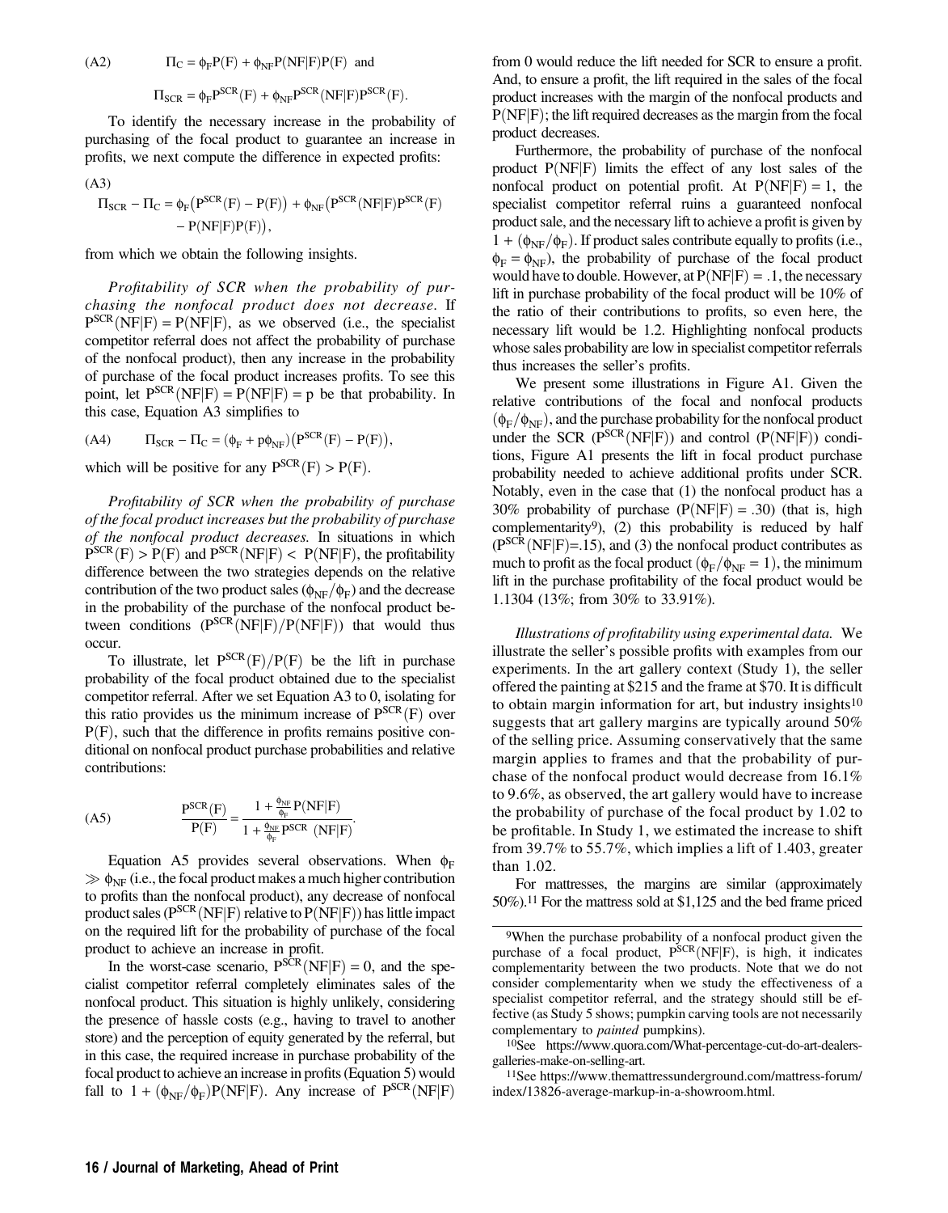$$\text{(A2)} \qquad \Pi_C = \phi_F P(F) + \phi_{NF} P(NF|F) P(F) \text{ and}$$

$$\Pi_{SCR} = \phi_F P^{SCR}(F) + \phi_{NF} P^{SCR}(NF|F) P^{SCR}(F).$$

To identify the necessary increase in the probability of purchasing of the focal product to guarantee an increase in profits, we next compute the difference in expected profits:

$$\text{(A3)} \qquad \Pi_{SCR} - \Pi_C = \phi_F\left(P^{SCR}(F) - P(F)\right) + \phi_{NF}\left(P^{SCR}(NF|F)P^{SCR}(F) - P(NF|F)P(F)\right),$$

from which we obtain the following insights.

*Profitability of SCR when the probability of purchasing the nonfocal product does not decrease.* If $P^{SCR}(NF|F) = P(NF|F)$, as we observed (i.e., the specialist competitor referral does not affect the probability of purchase of the nonfocal product), then any increase in the probability of purchase of the focal product increases profits. To see this point, let $P^{SCR}(NF|F) = P(NF|F) = p$ be that probability. In this case, Equation A3 simplifies to

$$\text{(A4)} \qquad \Pi_{SCR} - \Pi_C = (\phi_F + p\phi_{NF})\left(P^{SCR}(F) - P(F)\right),$$

which will be positive for any $P^{SCR}(F) > P(F)$.

*Profitability of SCR when the probability of purchase of the focal product increases but the probability of purchase of the nonfocal product decreases.* In situations in which $P^{SCR}(F) > P(F)$ and $P^{SCR}(NF|F) < P(NF|F)$, the profitability difference between the two strategies depends on the relative contribution of the two product sales $(\phi_{NF}/\phi_F)$ and the decrease in the probability of the purchase of the nonfocal product between conditions $(P^{SCR}(NF|F)/P(NF|F))$ that would thus occur.

To illustrate, let $P^{SCR}(F)/P(F)$ be the lift in purchase probability of the focal product obtained due to the specialist competitor referral. After we set Equation A3 to 0, isolating for this ratio provides us the minimum increase of $P^{SCR}(F)$ over $P(F)$, such that the difference in profits remains positive conditional on nonfocal product purchase probabilities and relative contributions:

$$\text{(A5)} \qquad \frac{P^{SCR}(F)}{P(F)} = \frac{1 + \frac{\phi_{NF}}{\phi_F} P(NF|F)}{1 + \frac{\phi_{NF}}{\phi_F} P^{SCR}(NF|F)}.$$

Equation A5 provides several observations. When $\phi_F \gg \phi_{NF}$ (i.e., the focal product makes a much higher contribution to profits than the nonfocal product), any decrease of nonfocal product sales ($P^{SCR}(NF|F)$ relative to $P(NF|F)$) has little impact on the required lift for the probability of purchase of the focal product to achieve an increase in profit.

In the worst-case scenario, $P^{SCR}(NF|F) = 0$, and the specialist competitor referral completely eliminates sales of the nonfocal product. This situation is highly unlikely, considering the presence of hassle costs (e.g., having to travel to another store) and the perception of equity generated by the referral, but in this case, the required increase in purchase probability of the focal product to achieve an increase in profits (Equation 5) would fall to $1 + (\phi_{NF}/\phi_F)P(NF|F)$. Any increase of $P^{SCR}(NF|F)$ from 0 would reduce the lift needed for SCR to ensure a profit. And, to ensure a profit, the lift required in the sales of the focal product increases with the margin of the nonfocal products and $P(NF|F)$; the lift required decreases as the margin from the focal product decreases.

Furthermore, the probability of purchase of the nonfocal product $P(NF|F)$ limits the effect of any lost sales of the nonfocal product on potential profit. At $P(NF|F) = 1$, the specialist competitor referral ruins a guaranteed nonfocal product sale, and the necessary lift to achieve a profit is given by $1 + (\phi_{NF}/\phi_F)$. If product sales contribute equally to profits (i.e., $\phi_F = \phi_{NF}$), the probability of purchase of the focal product would have to double. However, at $P(NF|F) = .1$, the necessary lift in purchase probability of the focal product will be 10% of the ratio of their contributions to profits, so even here, the necessary lift would be 1.2. Highlighting nonfocal products whose sales probability are low in specialist competitor referrals thus increases the seller's profits.

We present some illustrations in Figure A1. Given the relative contributions of the focal and nonfocal products $(\phi_F/\phi_{NF})$, and the purchase probability for the nonfocal product under the SCR ($P^{SCR}(NF|F)$) and control ($P(NF|F)$) conditions, Figure A1 presents the lift in focal product purchase probability needed to achieve additional profits under SCR. Notably, even in the case that (1) the nonfocal product has a 30% probability of purchase ($P(NF|F) = .30$) (that is, high complementarity[9]), (2) this probability is reduced by half ($P^{SCR}(NF|F)=.15$), and (3) the nonfocal product contributes as much to profit as the focal product ($\phi_F/\phi_{NF} = 1$), the minimum lift in the purchase profitability of the focal product would be 1.1304 (13%; from 30% to 33.91%).

*Illustrations of profitability using experimental data.* We illustrate the seller's possible profits with examples from our experiments. In the art gallery context (Study 1), the seller offered the painting at \$215 and the frame at \$70. It is difficult to obtain margin information for art, but industry insights[10] suggests that art gallery margins are typically around 50% of the selling price. Assuming conservatively that the same margin applies to frames and that the probability of purchase of the nonfocal product would decrease from 16.1% to 9.6%, as observed, the art gallery would have to increase the probability of purchase of the focal product by 1.02 to be profitable. In Study 1, we estimated the increase to shift from 39.7% to 55.7%, which implies a lift of 1.403, greater than 1.02.

For mattresses, the margins are similar (approximately 50%).[11] For the mattress sold at \$1,125 and the bed frame priced

[9]When the purchase probability of a nonfocal product given the purchase of a focal product, $P^{SCR}(NF|F)$, is high, it indicates complementarity between the two products. Note that we do not consider complementarity when we study the effectiveness of a specialist competitor referral, and the strategy should still be effective (as Study 5 shows; pumpkin carving tools are not necessarily complementary to *painted* pumpkins).

[10]See https://www.quora.com/What-percentage-cut-do-art-dealers-galleries-make-on-selling-art.

[11]See https://www.themattressunderground.com/mattress-forum/index/13826-average-markup-in-a-showroom.html.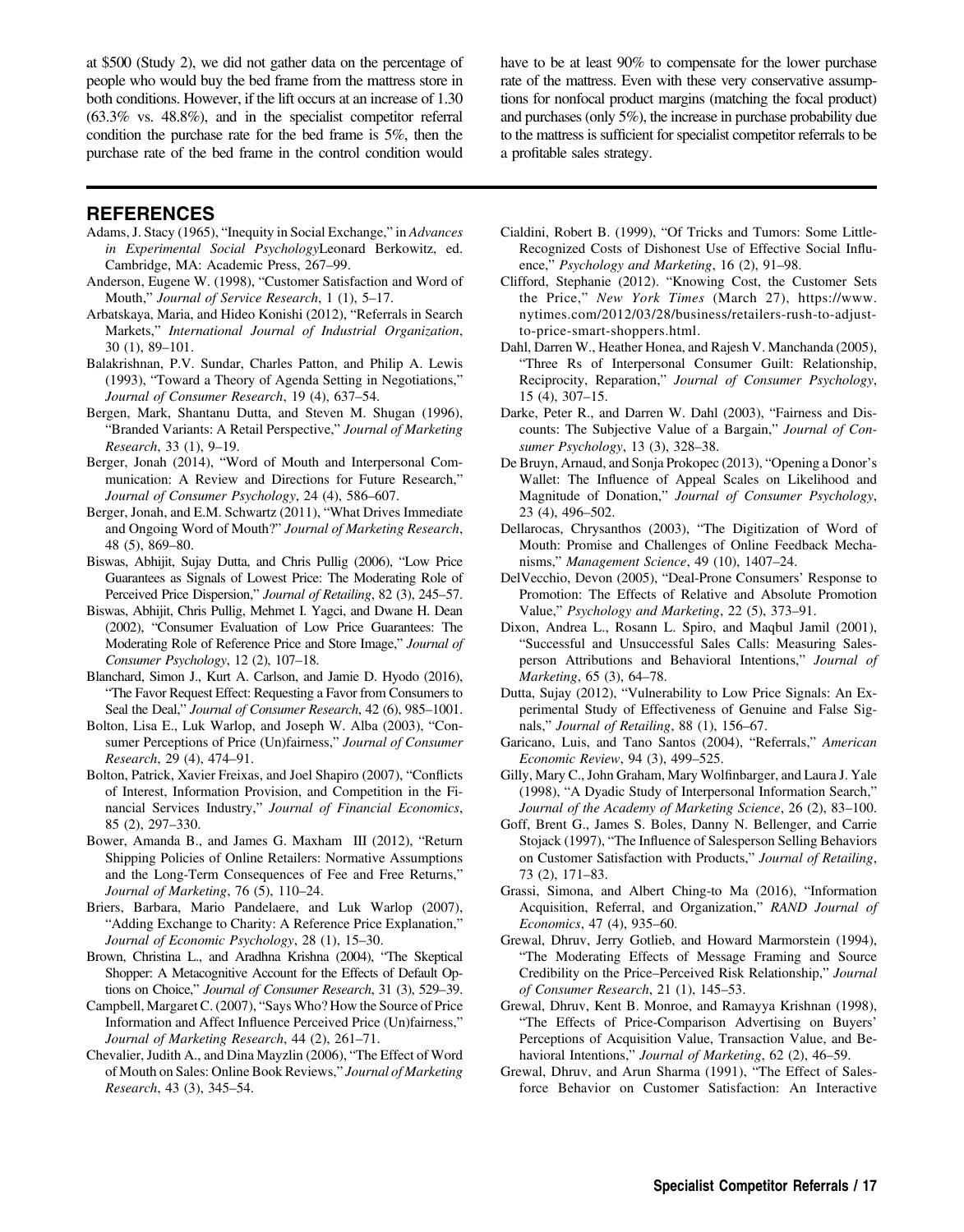at $500 (Study 2), we did not gather data on the percentage of people who would buy the bed frame from the mattress store in both conditions. However, if the lift occurs at an increase of 1.30 (63.3% vs. 48.8%), and in the specialist competitor referral condition the purchase rate for the bed frame is 5%, then the purchase rate of the bed frame in the control condition would have to be at least 90% to compensate for the lower purchase rate of the mattress. Even with these very conservative assumptions for nonfocal product margins (matching the focal product) and purchases (only 5%), the increase in purchase probability due to the mattress is sufficient for specialist competitor referrals to be a profitable sales strategy.

## REFERENCES

Adams, J. Stacy (1965), "Inequity in Social Exchange," in *Advances in Experimental Social Psychology*Leonard Berkowitz, ed. Cambridge, MA: Academic Press, 267–99.

Anderson, Eugene W. (1998), "Customer Satisfaction and Word of Mouth," *Journal of Service Research*, 1 (1), 5–17.

Arbatskaya, Maria, and Hideo Konishi (2012), "Referrals in Search Markets," *International Journal of Industrial Organization*, 30 (1), 89–101.

Balakrishnan, P.V. Sundar, Charles Patton, and Philip A. Lewis (1993), "Toward a Theory of Agenda Setting in Negotiations," *Journal of Consumer Research*, 19 (4), 637–54.

Bergen, Mark, Shantanu Dutta, and Steven M. Shugan (1996), "Branded Variants: A Retail Perspective," *Journal of Marketing Research*, 33 (1), 9–19.

Berger, Jonah (2014), "Word of Mouth and Interpersonal Communication: A Review and Directions for Future Research," *Journal of Consumer Psychology*, 24 (4), 586–607.

Berger, Jonah, and E.M. Schwartz (2011), "What Drives Immediate and Ongoing Word of Mouth?" *Journal of Marketing Research*, 48 (5), 869–80.

Biswas, Abhijit, Sujay Dutta, and Chris Pullig (2006), "Low Price Guarantees as Signals of Lowest Price: The Moderating Role of Perceived Price Dispersion," *Journal of Retailing*, 82 (3), 245–57.

Biswas, Abhijit, Chris Pullig, Mehmet I. Yagci, and Dwane H. Dean (2002), "Consumer Evaluation of Low Price Guarantees: The Moderating Role of Reference Price and Store Image," *Journal of Consumer Psychology*, 12 (2), 107–18.

Blanchard, Simon J., Kurt A. Carlson, and Jamie D. Hyodo (2016), "The Favor Request Effect: Requesting a Favor from Consumers to Seal the Deal," *Journal of Consumer Research*, 42 (6), 985–1001.

Bolton, Lisa E., Luk Warlop, and Joseph W. Alba (2003), "Consumer Perceptions of Price (Un)fairness," *Journal of Consumer Research*, 29 (4), 474–91.

Bolton, Patrick, Xavier Freixas, and Joel Shapiro (2007), "Conflicts of Interest, Information Provision, and Competition in the Financial Services Industry," *Journal of Financial Economics*, 85 (2), 297–330.

Bower, Amanda B., and James G. Maxham III (2012), "Return Shipping Policies of Online Retailers: Normative Assumptions and the Long-Term Consequences of Fee and Free Returns," *Journal of Marketing*, 76 (5), 110–24.

Briers, Barbara, Mario Pandelaere, and Luk Warlop (2007), "Adding Exchange to Charity: A Reference Price Explanation," *Journal of Economic Psychology*, 28 (1), 15–30.

Brown, Christina L., and Aradhna Krishna (2004), "The Skeptical Shopper: A Metacognitive Account for the Effects of Default Options on Choice," *Journal of Consumer Research*, 31 (3), 529–39.

Campbell, Margaret C. (2007), "Says Who? How the Source of Price Information and Affect Influence Perceived Price (Un)fairness," *Journal of Marketing Research*, 44 (2), 261–71.

Chevalier, Judith A., and Dina Mayzlin (2006), "The Effect of Word of Mouth on Sales: Online Book Reviews," *Journal of Marketing Research*, 43 (3), 345–54.

Cialdini, Robert B. (1999), "Of Tricks and Tumors: Some Little-Recognized Costs of Dishonest Use of Effective Social Influence," *Psychology and Marketing*, 16 (2), 91–98.

Clifford, Stephanie (2012). "Knowing Cost, the Customer Sets the Price," *New York Times* (March 27), https://www.nytimes.com/2012/03/28/business/retailers-rush-to-adjust-to-price-smart-shoppers.html.

Dahl, Darren W., Heather Honea, and Rajesh V. Manchanda (2005), "Three Rs of Interpersonal Consumer Guilt: Relationship, Reciprocity, Reparation," *Journal of Consumer Psychology*, 15 (4), 307–15.

Darke, Peter R., and Darren W. Dahl (2003), "Fairness and Discounts: The Subjective Value of a Bargain," *Journal of Consumer Psychology*, 13 (3), 328–38.

De Bruyn, Arnaud, and Sonja Prokopec (2013), "Opening a Donor's Wallet: The Influence of Appeal Scales on Likelihood and Magnitude of Donation," *Journal of Consumer Psychology*, 23 (4), 496–502.

Dellarocas, Chrysanthos (2003), "The Digitization of Word of Mouth: Promise and Challenges of Online Feedback Mechanisms," *Management Science*, 49 (10), 1407–24.

DelVecchio, Devon (2005), "Deal-Prone Consumers' Response to Promotion: The Effects of Relative and Absolute Promotion Value," *Psychology and Marketing*, 22 (5), 373–91.

Dixon, Andrea L., Rosann L. Spiro, and Maqbul Jamil (2001), "Successful and Unsuccessful Sales Calls: Measuring Salesperson Attributions and Behavioral Intentions," *Journal of Marketing*, 65 (3), 64–78.

Dutta, Sujay (2012), "Vulnerability to Low Price Signals: An Experimental Study of Effectiveness of Genuine and False Signals," *Journal of Retailing*, 88 (1), 156–67.

Garicano, Luis, and Tano Santos (2004), "Referrals," *American Economic Review*, 94 (3), 499–525.

Gilly, Mary C., John Graham, Mary Wolfinbarger, and Laura J. Yale (1998), "A Dyadic Study of Interpersonal Information Search," *Journal of the Academy of Marketing Science*, 26 (2), 83–100.

Goff, Brent G., James S. Boles, Danny N. Bellenger, and Carrie Stojack (1997), "The Influence of Salesperson Selling Behaviors on Customer Satisfaction with Products," *Journal of Retailing*, 73 (2), 171–83.

Grassi, Simona, and Albert Ching-to Ma (2016), "Information Acquisition, Referral, and Organization," *RAND Journal of Economics*, 47 (4), 935–60.

Grewal, Dhruv, Jerry Gotlieb, and Howard Marmorstein (1994), "The Moderating Effects of Message Framing and Source Credibility on the Price–Perceived Risk Relationship," *Journal of Consumer Research*, 21 (1), 145–53.

Grewal, Dhruv, Kent B. Monroe, and Ramayya Krishnan (1998), "The Effects of Price-Comparison Advertising on Buyers' Perceptions of Acquisition Value, Transaction Value, and Behavioral Intentions," *Journal of Marketing*, 62 (2), 46–59.

Grewal, Dhruv, and Arun Sharma (1991), "The Effect of Salesforce Behavior on Customer Satisfaction: An Interactive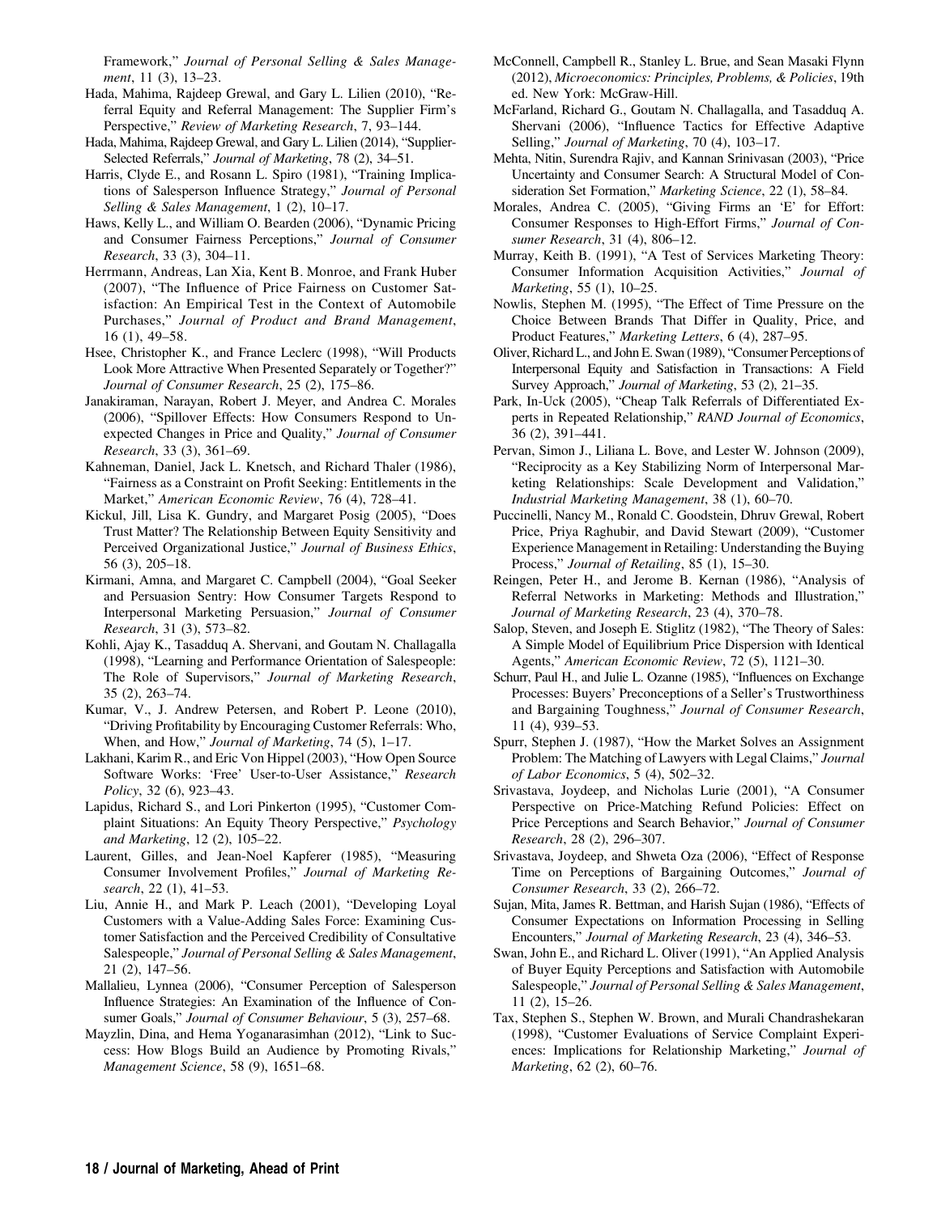Framework," *Journal of Personal Selling & Sales Management*, 11 (3), 13–23.

Hada, Mahima, Rajdeep Grewal, and Gary L. Lilien (2010), "Referral Equity and Referral Management: The Supplier Firm's Perspective," *Review of Marketing Research*, 7, 93–144.

Hada, Mahima, Rajdeep Grewal, and Gary L. Lilien (2014), "Supplier-Selected Referrals," *Journal of Marketing*, 78 (2), 34–51.

Harris, Clyde E., and Rosann L. Spiro (1981), "Training Implications of Salesperson Influence Strategy," *Journal of Personal Selling & Sales Management*, 1 (2), 10–17.

Haws, Kelly L., and William O. Bearden (2006), "Dynamic Pricing and Consumer Fairness Perceptions," *Journal of Consumer Research*, 33 (3), 304–11.

Herrmann, Andreas, Lan Xia, Kent B. Monroe, and Frank Huber (2007), "The Influence of Price Fairness on Customer Satisfaction: An Empirical Test in the Context of Automobile Purchases," *Journal of Product and Brand Management*, 16 (1), 49–58.

Hsee, Christopher K., and France Leclerc (1998), "Will Products Look More Attractive When Presented Separately or Together?" *Journal of Consumer Research*, 25 (2), 175–86.

Janakiraman, Narayan, Robert J. Meyer, and Andrea C. Morales (2006), "Spillover Effects: How Consumers Respond to Unexpected Changes in Price and Quality," *Journal of Consumer Research*, 33 (3), 361–69.

Kahneman, Daniel, Jack L. Knetsch, and Richard Thaler (1986), "Fairness as a Constraint on Profit Seeking: Entitlements in the Market," *American Economic Review*, 76 (4), 728–41.

Kickul, Jill, Lisa K. Gundry, and Margaret Posig (2005), "Does Trust Matter? The Relationship Between Equity Sensitivity and Perceived Organizational Justice," *Journal of Business Ethics*, 56 (3), 205–18.

Kirmani, Amna, and Margaret C. Campbell (2004), "Goal Seeker and Persuasion Sentry: How Consumer Targets Respond to Interpersonal Marketing Persuasion," *Journal of Consumer Research*, 31 (3), 573–82.

Kohli, Ajay K., Tasadduq A. Shervani, and Goutam N. Challagalla (1998), "Learning and Performance Orientation of Salespeople: The Role of Supervisors," *Journal of Marketing Research*, 35 (2), 263–74.

Kumar, V., J. Andrew Petersen, and Robert P. Leone (2010), "Driving Profitability by Encouraging Customer Referrals: Who, When, and How," *Journal of Marketing*, 74 (5), 1–17.

Lakhani, Karim R., and Eric Von Hippel (2003), "How Open Source Software Works: 'Free' User-to-User Assistance," *Research Policy*, 32 (6), 923–43.

Lapidus, Richard S., and Lori Pinkerton (1995), "Customer Complaint Situations: An Equity Theory Perspective," *Psychology and Marketing*, 12 (2), 105–22.

Laurent, Gilles, and Jean-Noel Kapferer (1985), "Measuring Consumer Involvement Profiles," *Journal of Marketing Research*, 22 (1), 41–53.

Liu, Annie H., and Mark P. Leach (2001), "Developing Loyal Customers with a Value-Adding Sales Force: Examining Customer Satisfaction and the Perceived Credibility of Consultative Salespeople," *Journal of Personal Selling & Sales Management*, 21 (2), 147–56.

Mallalieu, Lynnea (2006), "Consumer Perception of Salesperson Influence Strategies: An Examination of the Influence of Consumer Goals," *Journal of Consumer Behaviour*, 5 (3), 257–68.

Mayzlin, Dina, and Hema Yoganarasimhan (2012), "Link to Success: How Blogs Build an Audience by Promoting Rivals," *Management Science*, 58 (9), 1651–68.

McConnell, Campbell R., Stanley L. Brue, and Sean Masaki Flynn (2012), *Microeconomics: Principles, Problems, & Policies*, 19th ed. New York: McGraw-Hill.

McFarland, Richard G., Goutam N. Challagalla, and Tasadduq A. Shervani (2006), "Influence Tactics for Effective Adaptive Selling," *Journal of Marketing*, 70 (4), 103–17.

Mehta, Nitin, Surendra Rajiv, and Kannan Srinivasan (2003), "Price Uncertainty and Consumer Search: A Structural Model of Consideration Set Formation," *Marketing Science*, 22 (1), 58–84.

Morales, Andrea C. (2005), "Giving Firms an 'E' for Effort: Consumer Responses to High-Effort Firms," *Journal of Consumer Research*, 31 (4), 806–12.

Murray, Keith B. (1991), "A Test of Services Marketing Theory: Consumer Information Acquisition Activities," *Journal of Marketing*, 55 (1), 10–25.

Nowlis, Stephen M. (1995), "The Effect of Time Pressure on the Choice Between Brands That Differ in Quality, Price, and Product Features," *Marketing Letters*, 6 (4), 287–95.

Oliver, Richard L., and John E. Swan (1989), "Consumer Perceptions of Interpersonal Equity and Satisfaction in Transactions: A Field Survey Approach," *Journal of Marketing*, 53 (2), 21–35.

Park, In-Uck (2005), "Cheap Talk Referrals of Differentiated Experts in Repeated Relationship," *RAND Journal of Economics*, 36 (2), 391–441.

Pervan, Simon J., Liliana L. Bove, and Lester W. Johnson (2009), "Reciprocity as a Key Stabilizing Norm of Interpersonal Marketing Relationships: Scale Development and Validation," *Industrial Marketing Management*, 38 (1), 60–70.

Puccinelli, Nancy M., Ronald C. Goodstein, Dhruv Grewal, Robert Price, Priya Raghubir, and David Stewart (2009), "Customer Experience Management in Retailing: Understanding the Buying Process," *Journal of Retailing*, 85 (1), 15–30.

Reingen, Peter H., and Jerome B. Kernan (1986), "Analysis of Referral Networks in Marketing: Methods and Illustration," *Journal of Marketing Research*, 23 (4), 370–78.

Salop, Steven, and Joseph E. Stiglitz (1982), "The Theory of Sales: A Simple Model of Equilibrium Price Dispersion with Identical Agents," *American Economic Review*, 72 (5), 1121–30.

Schurr, Paul H., and Julie L. Ozanne (1985), "Influences on Exchange Processes: Buyers' Preconceptions of a Seller's Trustworthiness and Bargaining Toughness," *Journal of Consumer Research*, 11 (4), 939–53.

Spurr, Stephen J. (1987), "How the Market Solves an Assignment Problem: The Matching of Lawyers with Legal Claims," *Journal of Labor Economics*, 5 (4), 502–32.

Srivastava, Joydeep, and Nicholas Lurie (2001), "A Consumer Perspective on Price-Matching Refund Policies: Effect on Price Perceptions and Search Behavior," *Journal of Consumer Research*, 28 (2), 296–307.

Srivastava, Joydeep, and Shweta Oza (2006), "Effect of Response Time on Perceptions of Bargaining Outcomes," *Journal of Consumer Research*, 33 (2), 266–72.

Sujan, Mita, James R. Bettman, and Harish Sujan (1986), "Effects of Consumer Expectations on Information Processing in Selling Encounters," *Journal of Marketing Research*, 23 (4), 346–53.

Swan, John E., and Richard L. Oliver (1991), "An Applied Analysis of Buyer Equity Perceptions and Satisfaction with Automobile Salespeople," *Journal of Personal Selling & Sales Management*, 11 (2), 15–26.

Tax, Stephen S., Stephen W. Brown, and Murali Chandrashekaran (1998), "Customer Evaluations of Service Complaint Experiences: Implications for Relationship Marketing," *Journal of Marketing*, 62 (2), 60–76.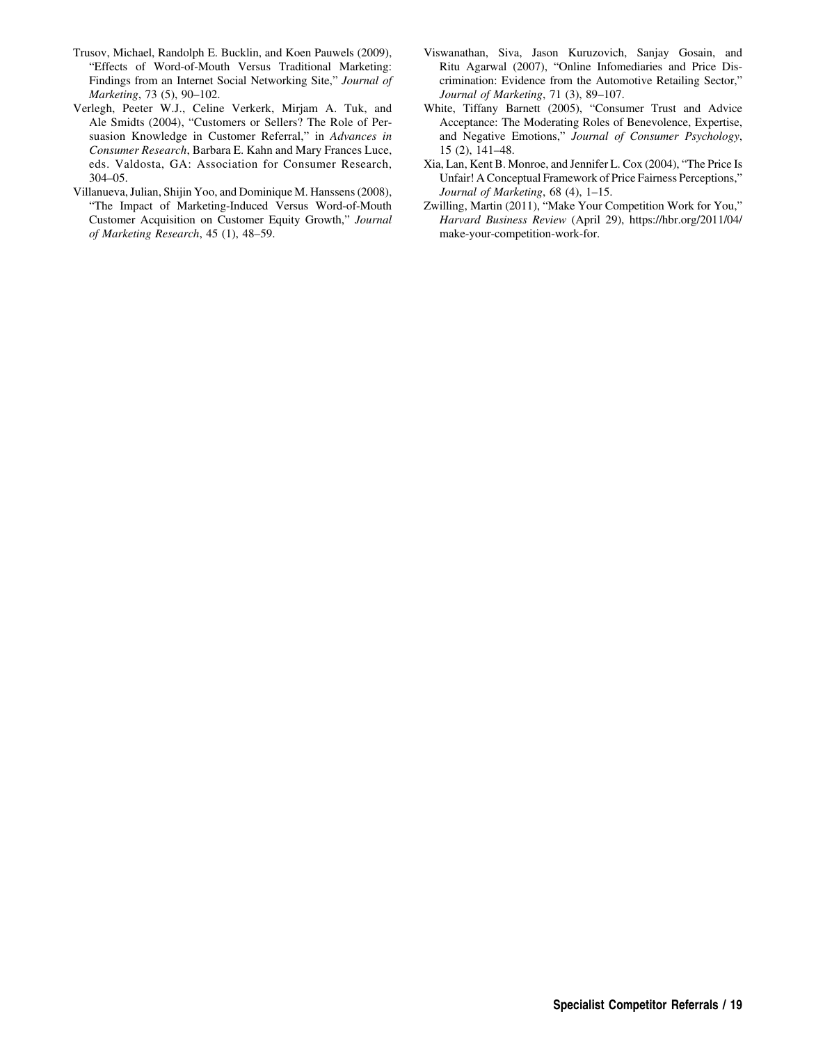Trusov, Michael, Randolph E. Bucklin, and Koen Pauwels (2009), "Effects of Word-of-Mouth Versus Traditional Marketing: Findings from an Internet Social Networking Site," *Journal of Marketing*, 73 (5), 90–102.

Verlegh, Peeter W.J., Celine Verkerk, Mirjam A. Tuk, and Ale Smidts (2004), "Customers or Sellers? The Role of Persuasion Knowledge in Customer Referral," in *Advances in Consumer Research*, Barbara E. Kahn and Mary Frances Luce, eds. Valdosta, GA: Association for Consumer Research, 304–05.

Villanueva, Julian, Shijin Yoo, and Dominique M. Hanssens (2008), "The Impact of Marketing-Induced Versus Word-of-Mouth Customer Acquisition on Customer Equity Growth," *Journal of Marketing Research*, 45 (1), 48–59.

Viswanathan, Siva, Jason Kuruzovich, Sanjay Gosain, and Ritu Agarwal (2007), "Online Infomediaries and Price Discrimination: Evidence from the Automotive Retailing Sector," *Journal of Marketing*, 71 (3), 89–107.

White, Tiffany Barnett (2005), "Consumer Trust and Advice Acceptance: The Moderating Roles of Benevolence, Expertise, and Negative Emotions," *Journal of Consumer Psychology*, 15 (2), 141–48.

Xia, Lan, Kent B. Monroe, and Jennifer L. Cox (2004), "The Price Is Unfair! A Conceptual Framework of Price Fairness Perceptions," *Journal of Marketing*, 68 (4), 1–15.

Zwilling, Martin (2011), "Make Your Competition Work for You," *Harvard Business Review* (April 29), https://hbr.org/2011/04/make-your-competition-work-for.